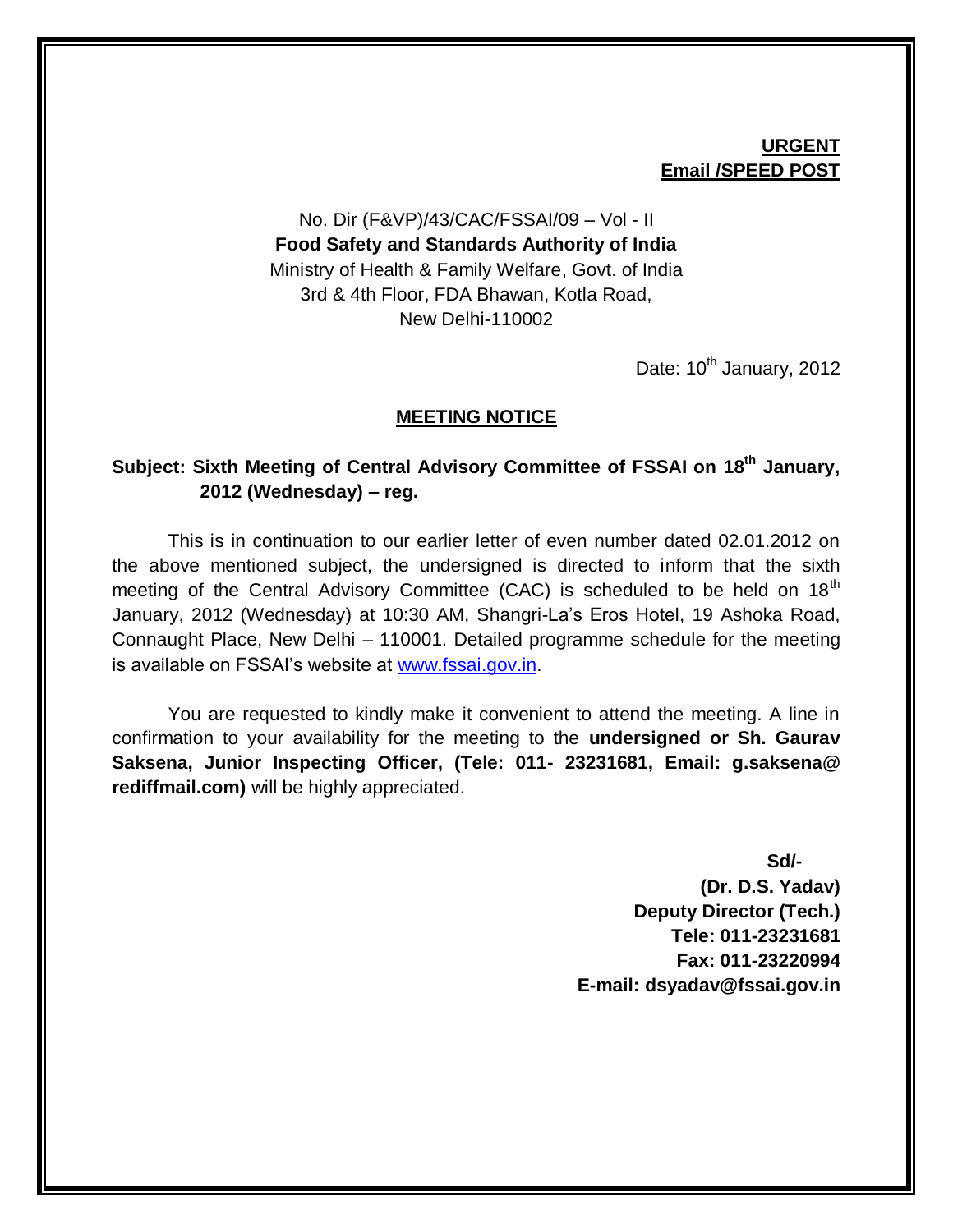**URGENT**
**Email /SPEED POST**

No. Dir (F&VP)/43/CAC/FSSAI/09 – Vol - II
**Food Safety and Standards Authority of India**
Ministry of Health & Family Welfare, Govt. of India
3rd & 4th Floor, FDA Bhawan, Kotla Road,
New Delhi-110002

Date: 10th January, 2012

## MEETING NOTICE

**Subject: Sixth Meeting of Central Advisory Committee of FSSAI on 18th January, 2012 (Wednesday) – reg.**

This is in continuation to our earlier letter of even number dated 02.01.2012 on the above mentioned subject, the undersigned is directed to inform that the sixth meeting of the Central Advisory Committee (CAC) is scheduled to be held on 18th January, 2012 (Wednesday) at 10:30 AM, Shangri-La's Eros Hotel, 19 Ashoka Road, Connaught Place, New Delhi – 110001. Detailed programme schedule for the meeting is available on FSSAI's website at www.fssai.gov.in.

You are requested to kindly make it convenient to attend the meeting. A line in confirmation to your availability for the meeting to the **undersigned or Sh. Gaurav Saksena, Junior Inspecting Officer, (Tele: 011- 23231681, Email: g.saksena@rediffmail.com)** will be highly appreciated.

**Sd/-**
**(Dr. D.S. Yadav)**
**Deputy Director (Tech.)**
**Tele: 011-23231681**
**Fax: 011-23220994**
**E-mail: dsyadav@fssai.gov.in**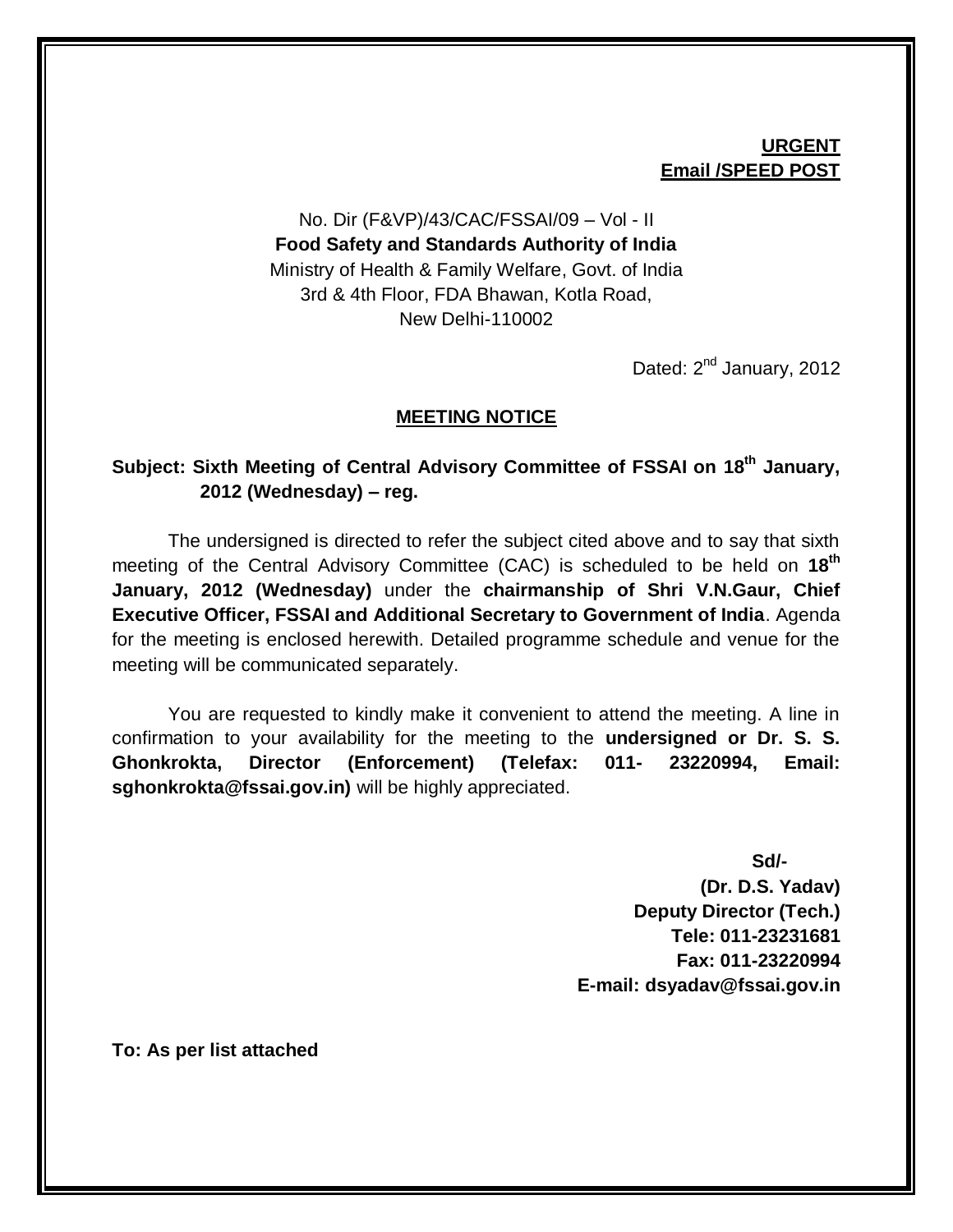**URGENT**
**Email /SPEED POST**

No. Dir (F&VP)/43/CAC/FSSAI/09 – Vol - II
**Food Safety and Standards Authority of India**
Ministry of Health & Family Welfare, Govt. of India
3rd & 4th Floor, FDA Bhawan, Kotla Road,
New Delhi-110002

Dated: 2nd January, 2012

## MEETING NOTICE

**Subject: Sixth Meeting of Central Advisory Committee of FSSAI on 18th January, 2012 (Wednesday) – reg.**

The undersigned is directed to refer the subject cited above and to say that sixth meeting of the Central Advisory Committee (CAC) is scheduled to be held on **18th January, 2012 (Wednesday)** under the **chairmanship of Shri V.N.Gaur, Chief Executive Officer, FSSAI and Additional Secretary to Government of India**. Agenda for the meeting is enclosed herewith. Detailed programme schedule and venue for the meeting will be communicated separately.

You are requested to kindly make it convenient to attend the meeting. A line in confirmation to your availability for the meeting to the **undersigned or Dr. S. S. Ghonkrokta, Director (Enforcement) (Telefax: 011- 23220994, Email: sghonkrokta@fssai.gov.in)** will be highly appreciated.

**Sd/-**
**(Dr. D.S. Yadav)**
**Deputy Director (Tech.)**
**Tele: 011-23231681**
**Fax: 011-23220994**
**E-mail: dsyadav@fssai.gov.in**

**To: As per list attached**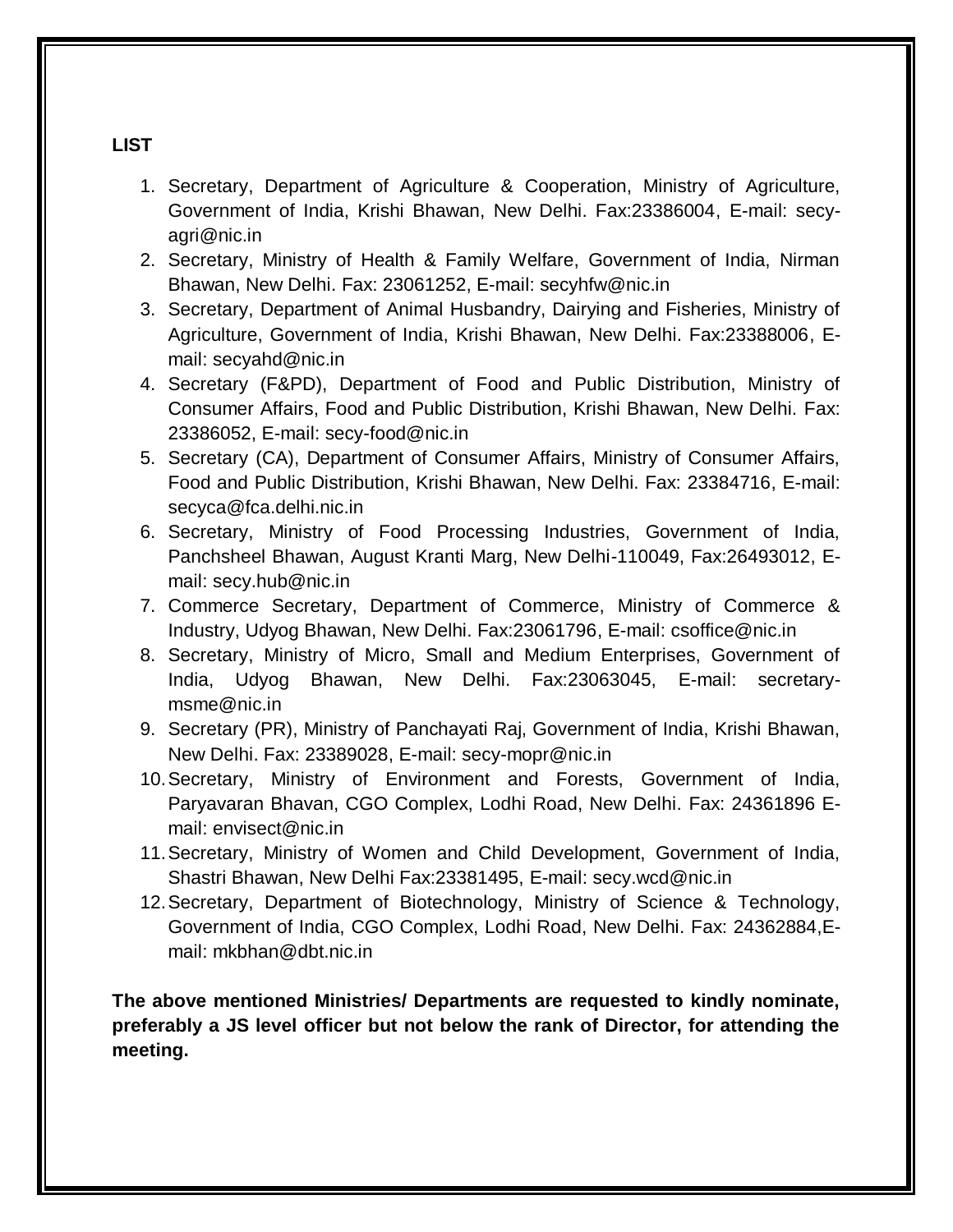**LIST**

1. Secretary, Department of Agriculture & Cooperation, Ministry of Agriculture, Government of India, Krishi Bhawan, New Delhi. Fax:23386004, E-mail: secy-agri@nic.in
2. Secretary, Ministry of Health & Family Welfare, Government of India, Nirman Bhawan, New Delhi. Fax: 23061252, E-mail: secyhfw@nic.in
3. Secretary, Department of Animal Husbandry, Dairying and Fisheries, Ministry of Agriculture, Government of India, Krishi Bhawan, New Delhi. Fax:23388006, E-mail: secyahd@nic.in
4. Secretary (F&PD), Department of Food and Public Distribution, Ministry of Consumer Affairs, Food and Public Distribution, Krishi Bhawan, New Delhi. Fax: 23386052, E-mail: secy-food@nic.in
5. Secretary (CA), Department of Consumer Affairs, Ministry of Consumer Affairs, Food and Public Distribution, Krishi Bhawan, New Delhi. Fax: 23384716, E-mail: secyca@fca.delhi.nic.in
6. Secretary, Ministry of Food Processing Industries, Government of India, Panchsheel Bhawan, August Kranti Marg, New Delhi-110049, Fax:26493012, E-mail: secy.hub@nic.in
7. Commerce Secretary, Department of Commerce, Ministry of Commerce & Industry, Udyog Bhawan, New Delhi. Fax:23061796, E-mail: csoffice@nic.in
8. Secretary, Ministry of Micro, Small and Medium Enterprises, Government of India, Udyog Bhawan, New Delhi. Fax:23063045, E-mail: secretary-msme@nic.in
9. Secretary (PR), Ministry of Panchayati Raj, Government of India, Krishi Bhawan, New Delhi. Fax: 23389028, E-mail: secy-mopr@nic.in
10. Secretary, Ministry of Environment and Forests, Government of India, Paryavaran Bhavan, CGO Complex, Lodhi Road, New Delhi. Fax: 24361896 E-mail: envisect@nic.in
11. Secretary, Ministry of Women and Child Development, Government of India, Shastri Bhawan, New Delhi Fax:23381495, E-mail: secy.wcd@nic.in
12. Secretary, Department of Biotechnology, Ministry of Science & Technology, Government of India, CGO Complex, Lodhi Road, New Delhi. Fax: 24362884,E-mail: mkbhan@dbt.nic.in

**The above mentioned Ministries/ Departments are requested to kindly nominate, preferably a JS level officer but not below the rank of Director, for attending the meeting.**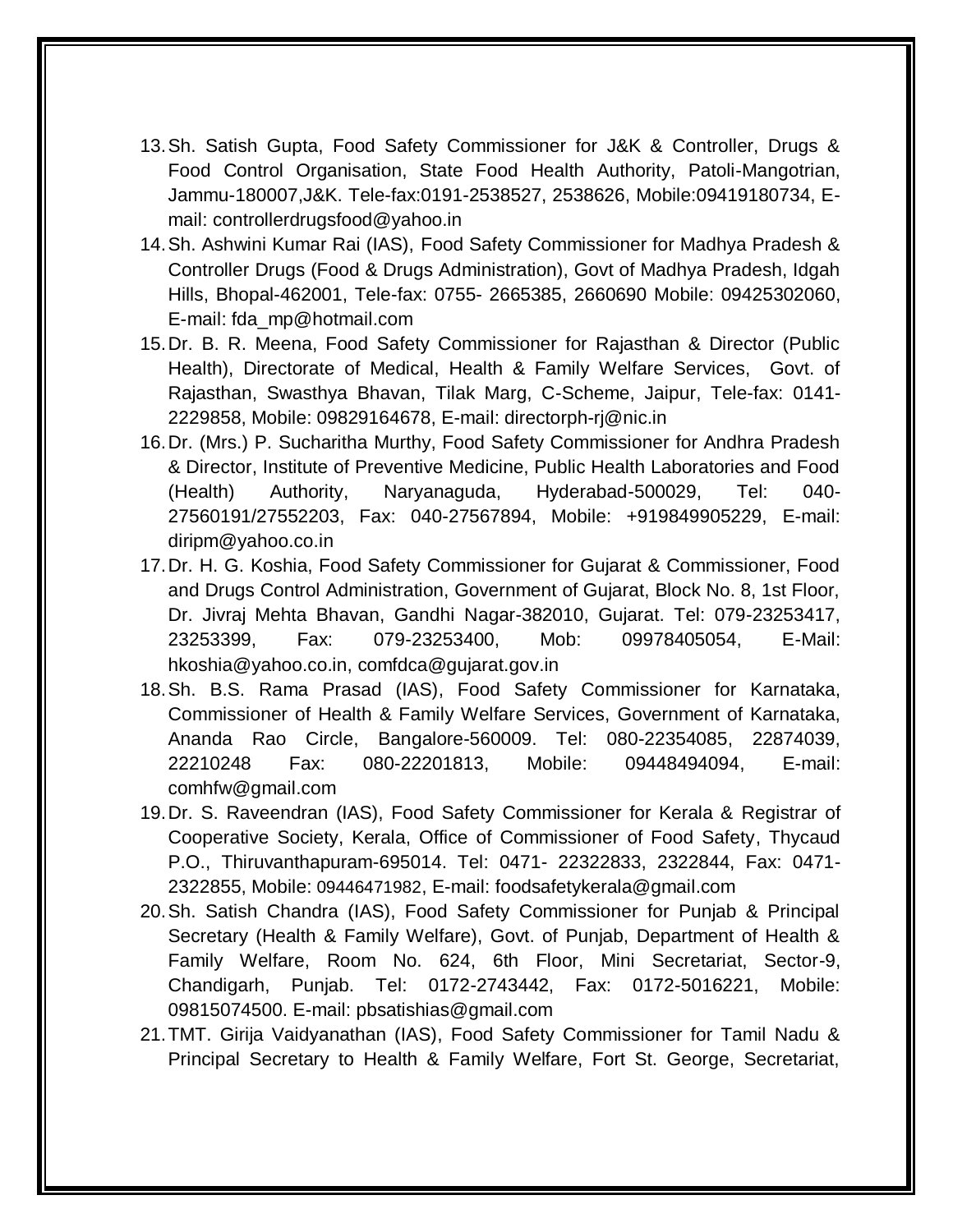13. Sh. Satish Gupta, Food Safety Commissioner for J&K & Controller, Drugs & Food Control Organisation, State Food Health Authority, Patoli-Mangotrian, Jammu-180007,J&K. Tele-fax:0191-2538527, 2538626, Mobile:09419180734, E-mail: controllerdrugsfood@yahoo.in
14. Sh. Ashwini Kumar Rai (IAS), Food Safety Commissioner for Madhya Pradesh & Controller Drugs (Food & Drugs Administration), Govt of Madhya Pradesh, Idgah Hills, Bhopal-462001, Tele-fax: 0755- 2665385, 2660690 Mobile: 09425302060, E-mail: fda_mp@hotmail.com
15. Dr. B. R. Meena, Food Safety Commissioner for Rajasthan & Director (Public Health), Directorate of Medical, Health & Family Welfare Services, Govt. of Rajasthan, Swasthya Bhavan, Tilak Marg, C-Scheme, Jaipur, Tele-fax: 0141-2229858, Mobile: 09829164678, E-mail: directorph-rj@nic.in
16. Dr. (Mrs.) P. Sucharitha Murthy, Food Safety Commissioner for Andhra Pradesh & Director, Institute of Preventive Medicine, Public Health Laboratories and Food (Health) Authority, Naryanaguda, Hyderabad-500029, Tel: 040-27560191/27552203, Fax: 040-27567894, Mobile: +919849905229, E-mail: diripm@yahoo.co.in
17. Dr. H. G. Koshia, Food Safety Commissioner for Gujarat & Commissioner, Food and Drugs Control Administration, Government of Gujarat, Block No. 8, 1st Floor, Dr. Jivraj Mehta Bhavan, Gandhi Nagar-382010, Gujarat. Tel: 079-23253417, 23253399, Fax: 079-23253400, Mob: 09978405054, E-Mail: hkoshia@yahoo.co.in, comfdca@gujarat.gov.in
18. Sh. B.S. Rama Prasad (IAS), Food Safety Commissioner for Karnataka, Commissioner of Health & Family Welfare Services, Government of Karnataka, Ananda Rao Circle, Bangalore-560009. Tel: 080-22354085, 22874039, 22210248 Fax: 080-22201813, Mobile: 09448494094, E-mail: comhfw@gmail.com
19. Dr. S. Raveendran (IAS), Food Safety Commissioner for Kerala & Registrar of Cooperative Society, Kerala, Office of Commissioner of Food Safety, Thycaud P.O., Thiruvanthapuram-695014. Tel: 0471- 22322833, 2322844, Fax: 0471-2322855, Mobile: 09446471982, E-mail: foodsafetykerala@gmail.com
20. Sh. Satish Chandra (IAS), Food Safety Commissioner for Punjab & Principal Secretary (Health & Family Welfare), Govt. of Punjab, Department of Health & Family Welfare, Room No. 624, 6th Floor, Mini Secretariat, Sector-9, Chandigarh, Punjab. Tel: 0172-2743442, Fax: 0172-5016221, Mobile: 09815074500. E-mail: pbsatishias@gmail.com
21. TMT. Girija Vaidyanathan (IAS), Food Safety Commissioner for Tamil Nadu & Principal Secretary to Health & Family Welfare, Fort St. George, Secretariat,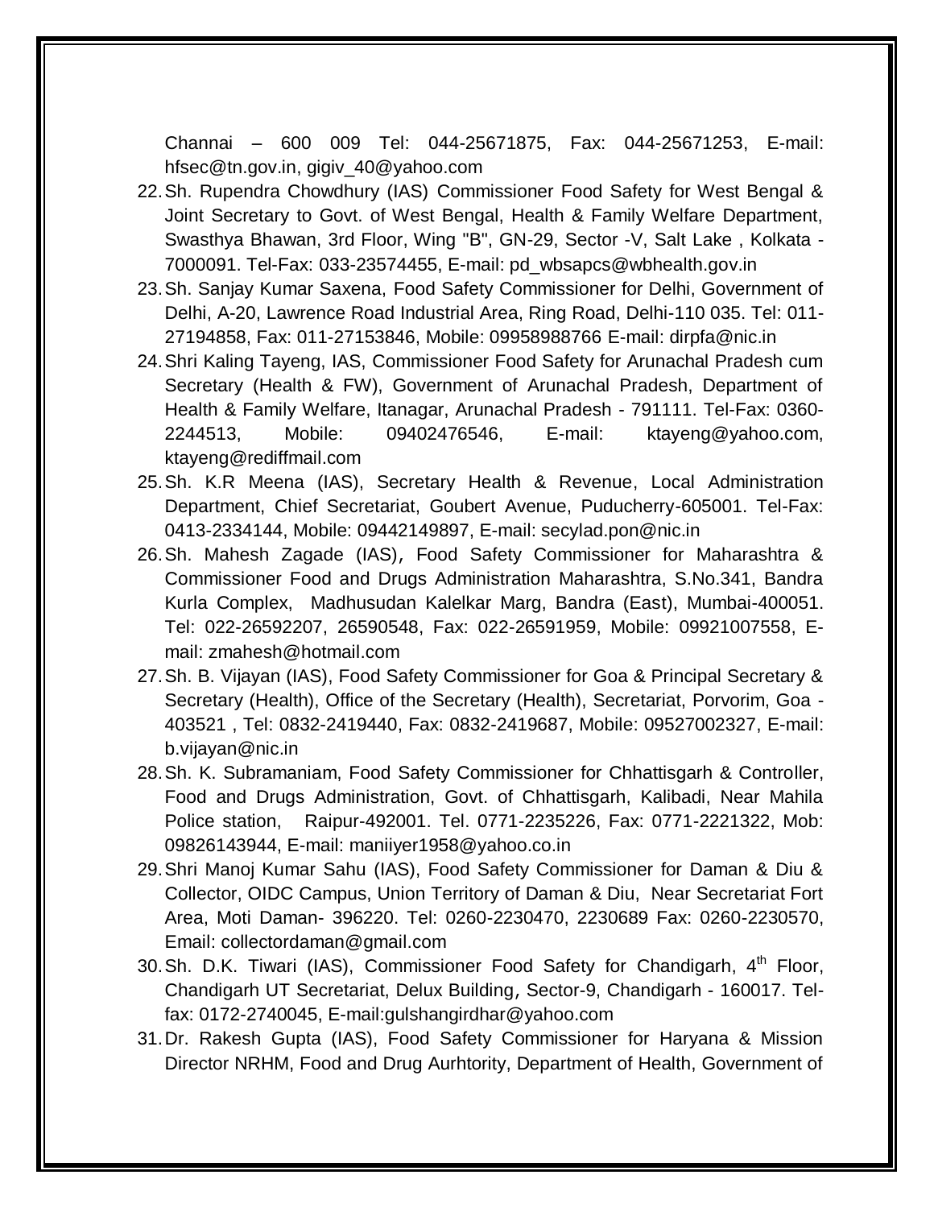Channai – 600 009 Tel: 044-25671875, Fax: 044-25671253, E-mail: hfsec@tn.gov.in, gigiv_40@yahoo.com

22. Sh. Rupendra Chowdhury (IAS) Commissioner Food Safety for West Bengal & Joint Secretary to Govt. of West Bengal, Health & Family Welfare Department, Swasthya Bhawan, 3rd Floor, Wing "B", GN-29, Sector -V, Salt Lake , Kolkata - 7000091. Tel-Fax: 033-23574455, E-mail: pd_wbsapcs@wbhealth.gov.in
23. Sh. Sanjay Kumar Saxena, Food Safety Commissioner for Delhi, Government of Delhi, A-20, Lawrence Road Industrial Area, Ring Road, Delhi-110 035. Tel: 011-27194858, Fax: 011-27153846, Mobile: 09958988766 E-mail: dirpfa@nic.in
24. Shri Kaling Tayeng, IAS, Commissioner Food Safety for Arunachal Pradesh cum Secretary (Health & FW), Government of Arunachal Pradesh, Department of Health & Family Welfare, Itanagar, Arunachal Pradesh - 791111. Tel-Fax: 0360-2244513, Mobile: 09402476546, E-mail: ktayeng@yahoo.com, ktayeng@rediffmail.com
25. Sh. K.R Meena (IAS), Secretary Health & Revenue, Local Administration Department, Chief Secretariat, Goubert Avenue, Puducherry-605001. Tel-Fax: 0413-2334144, Mobile: 09442149897, E-mail: secylad.pon@nic.in
26. Sh. Mahesh Zagade (IAS), Food Safety Commissioner for Maharashtra & Commissioner Food and Drugs Administration Maharashtra, S.No.341, Bandra Kurla Complex, Madhusudan Kalelkar Marg, Bandra (East), Mumbai-400051. Tel: 022-26592207, 26590548, Fax: 022-26591959, Mobile: 09921007558, E-mail: zmahesh@hotmail.com
27. Sh. B. Vijayan (IAS), Food Safety Commissioner for Goa & Principal Secretary & Secretary (Health), Office of the Secretary (Health), Secretariat, Porvorim, Goa - 403521 , Tel: 0832-2419440, Fax: 0832-2419687, Mobile: 09527002327, E-mail: b.vijayan@nic.in
28. Sh. K. Subramaniam, Food Safety Commissioner for Chhattisgarh & Controller, Food and Drugs Administration, Govt. of Chhattisgarh, Kalibadi, Near Mahila Police station, Raipur-492001. Tel. 0771-2235226, Fax: 0771-2221322, Mob: 09826143944, E-mail: maniiyer1958@yahoo.co.in
29. Shri Manoj Kumar Sahu (IAS), Food Safety Commissioner for Daman & Diu & Collector, OIDC Campus, Union Territory of Daman & Diu, Near Secretariat Fort Area, Moti Daman- 396220. Tel: 0260-2230470, 2230689 Fax: 0260-2230570, Email: collectordaman@gmail.com
30. Sh. D.K. Tiwari (IAS), Commissioner Food Safety for Chandigarh, 4th Floor, Chandigarh UT Secretariat, Delux Building, Sector-9, Chandigarh - 160017. Tel-fax: 0172-2740045, E-mail:gulshangirdhar@yahoo.com
31. Dr. Rakesh Gupta (IAS), Food Safety Commissioner for Haryana & Mission Director NRHM, Food and Drug Aurhtority, Department of Health, Government of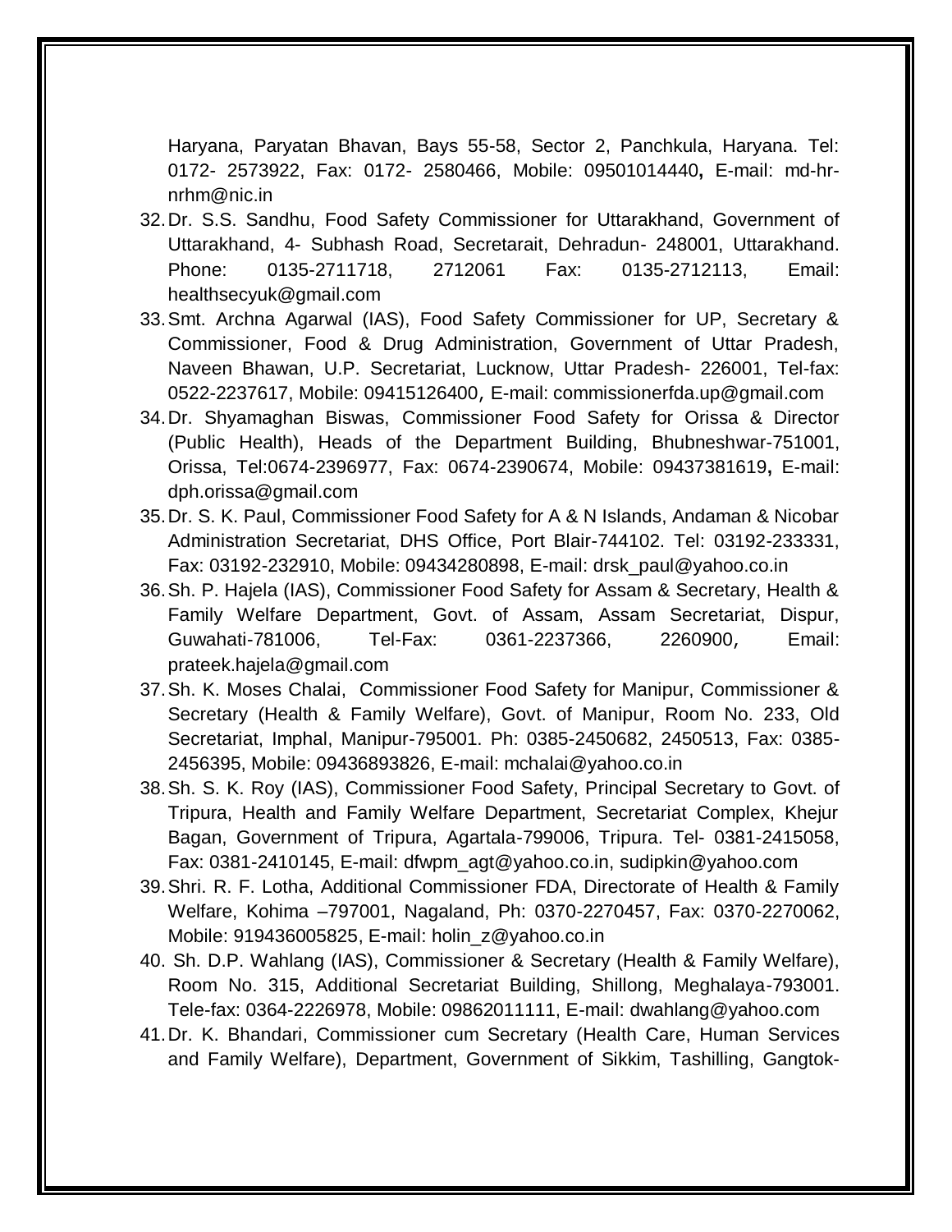Haryana, Paryatan Bhavan, Bays 55-58, Sector 2, Panchkula, Haryana. Tel: 0172- 2573922, Fax: 0172- 2580466, Mobile: 09501014440, E-mail: md-hr-nrhm@nic.in

32. Dr. S.S. Sandhu, Food Safety Commissioner for Uttarakhand, Government of Uttarakhand, 4- Subhash Road, Secretarait, Dehradun- 248001, Uttarakhand. Phone: 0135-2711718, 2712061 Fax: 0135-2712113, Email: healthsecyuk@gmail.com
33. Smt. Archna Agarwal (IAS), Food Safety Commissioner for UP, Secretary & Commissioner, Food & Drug Administration, Government of Uttar Pradesh, Naveen Bhawan, U.P. Secretariat, Lucknow, Uttar Pradesh- 226001, Tel-fax: 0522-2237617, Mobile: 09415126400, E-mail: commissionerfda.up@gmail.com
34. Dr. Shyamaghan Biswas, Commissioner Food Safety for Orissa & Director (Public Health), Heads of the Department Building, Bhubneshwar-751001, Orissa, Tel:0674-2396977, Fax: 0674-2390674, Mobile: 09437381619, E-mail: dph.orissa@gmail.com
35. Dr. S. K. Paul, Commissioner Food Safety for A & N Islands, Andaman & Nicobar Administration Secretariat, DHS Office, Port Blair-744102. Tel: 03192-233331, Fax: 03192-232910, Mobile: 09434280898, E-mail: drsk_paul@yahoo.co.in
36. Sh. P. Hajela (IAS), Commissioner Food Safety for Assam & Secretary, Health & Family Welfare Department, Govt. of Assam, Assam Secretariat, Dispur, Guwahati-781006, Tel-Fax: 0361-2237366, 2260900, Email: prateek.hajela@gmail.com
37. Sh. K. Moses Chalai, Commissioner Food Safety for Manipur, Commissioner & Secretary (Health & Family Welfare), Govt. of Manipur, Room No. 233, Old Secretariat, Imphal, Manipur-795001. Ph: 0385-2450682, 2450513, Fax: 0385-2456395, Mobile: 09436893826, E-mail: mchalai@yahoo.co.in
38. Sh. S. K. Roy (IAS), Commissioner Food Safety, Principal Secretary to Govt. of Tripura, Health and Family Welfare Department, Secretariat Complex, Khejur Bagan, Government of Tripura, Agartala-799006, Tripura. Tel- 0381-2415058, Fax: 0381-2410145, E-mail: dfwpm_agt@yahoo.co.in, sudipkin@yahoo.com
39. Shri. R. F. Lotha, Additional Commissioner FDA, Directorate of Health & Family Welfare, Kohima –797001, Nagaland, Ph: 0370-2270457, Fax: 0370-2270062, Mobile: 919436005825, E-mail: holin_z@yahoo.co.in
40. Sh. D.P. Wahlang (IAS), Commissioner & Secretary (Health & Family Welfare), Room No. 315, Additional Secretariat Building, Shillong, Meghalaya-793001. Tele-fax: 0364-2226978, Mobile: 09862011111, E-mail: dwahlang@yahoo.com
41. Dr. K. Bhandari, Commissioner cum Secretary (Health Care, Human Services and Family Welfare), Department, Government of Sikkim, Tashilling, Gangtok-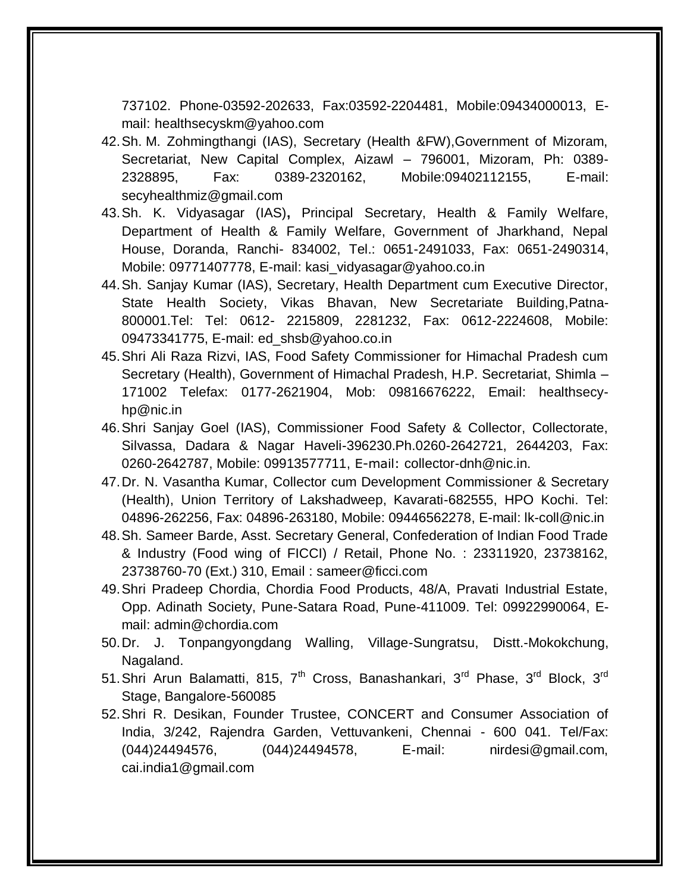737102. Phone-03592-202633, Fax:03592-2204481, Mobile:09434000013, E-mail: healthsecyskm@yahoo.com

42. Sh. M. Zohmingthangi (IAS), Secretary (Health &FW),Government of Mizoram, Secretariat, New Capital Complex, Aizawl – 796001, Mizoram, Ph: 0389-2328895, Fax: 0389-2320162, Mobile:09402112155, E-mail: secyhealthmiz@gmail.com
43. Sh. K. Vidyasagar (IAS), Principal Secretary, Health & Family Welfare, Department of Health & Family Welfare, Government of Jharkhand, Nepal House, Doranda, Ranchi- 834002, Tel.: 0651-2491033, Fax: 0651-2490314, Mobile: 09771407778, E-mail: kasi_vidyasagar@yahoo.co.in
44. Sh. Sanjay Kumar (IAS), Secretary, Health Department cum Executive Director, State Health Society, Vikas Bhavan, New Secretariate Building,Patna-800001.Tel: Tel: 0612- 2215809, 2281232, Fax: 0612-2224608, Mobile: 09473341775, E-mail: ed_shsb@yahoo.co.in
45. Shri Ali Raza Rizvi, IAS, Food Safety Commissioner for Himachal Pradesh cum Secretary (Health), Government of Himachal Pradesh, H.P. Secretariat, Shimla – 171002 Telefax: 0177-2621904, Mob: 09816676222, Email: healthsecy-hp@nic.in
46. Shri Sanjay Goel (IAS), Commissioner Food Safety & Collector, Collectorate, Silvassa, Dadara & Nagar Haveli-396230.Ph.0260-2642721, 2644203, Fax: 0260-2642787, Mobile: 09913577711, E-mail: collector-dnh@nic.in.
47. Dr. N. Vasantha Kumar, Collector cum Development Commissioner & Secretary (Health), Union Territory of Lakshadweep, Kavarati-682555, HPO Kochi. Tel: 04896-262256, Fax: 04896-263180, Mobile: 09446562278, E-mail: lk-coll@nic.in
48. Sh. Sameer Barde, Asst. Secretary General, Confederation of Indian Food Trade & Industry (Food wing of FICCI) / Retail, Phone No. : 23311920, 23738162, 23738760-70 (Ext.) 310, Email : sameer@ficci.com
49. Shri Pradeep Chordia, Chordia Food Products, 48/A, Pravati Industrial Estate, Opp. Adinath Society, Pune-Satara Road, Pune-411009. Tel: 09922990064, E-mail: admin@chordia.com
50. Dr. J. Tonpangyongdang Walling, Village-Sungratsu, Distt.-Mokokchung, Nagaland.
51. Shri Arun Balamatti, 815, 7th Cross, Banashankari, 3rd Phase, 3rd Block, 3rd Stage, Bangalore-560085
52. Shri R. Desikan, Founder Trustee, CONCERT and Consumer Association of India, 3/242, Rajendra Garden, Vettuvankeni, Chennai - 600 041. Tel/Fax: (044)24494576, (044)24494578, E-mail: nirdesi@gmail.com, cai.india1@gmail.com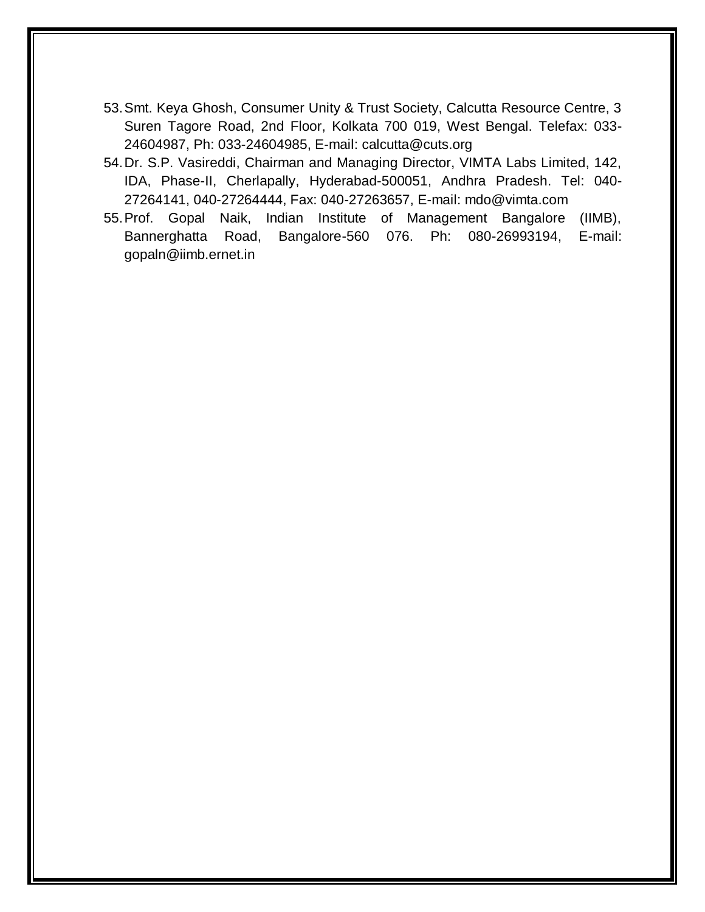53. Smt. Keya Ghosh, Consumer Unity & Trust Society, Calcutta Resource Centre, 3 Suren Tagore Road, 2nd Floor, Kolkata 700 019, West Bengal. Telefax: 033-24604987, Ph: 033-24604985, E-mail: calcutta@cuts.org
54. Dr. S.P. Vasireddi, Chairman and Managing Director, VIMTA Labs Limited, 142, IDA, Phase-II, Cherlapally, Hyderabad-500051, Andhra Pradesh. Tel: 040-27264141, 040-27264444, Fax: 040-27263657, E-mail: mdo@vimta.com
55. Prof. Gopal Naik, Indian Institute of Management Bangalore (IIMB), Bannerghatta Road, Bangalore-560 076. Ph: 080-26993194, E-mail: gopaln@iimb.ernet.in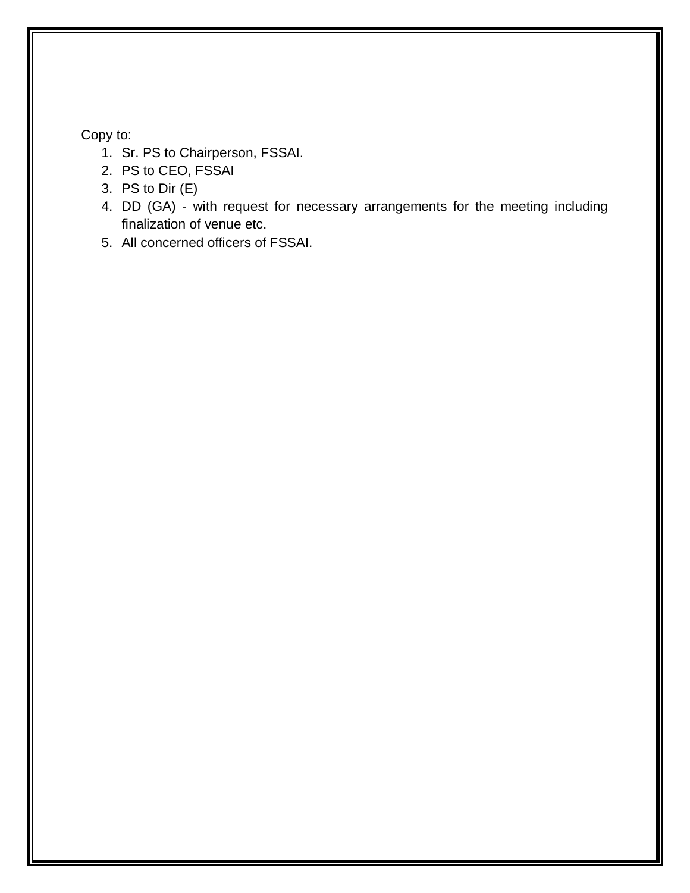Copy to:

1. Sr. PS to Chairperson, FSSAI.
2. PS to CEO, FSSAI
3. PS to Dir (E)
4. DD (GA) - with request for necessary arrangements for the meeting including finalization of venue etc.
5. All concerned officers of FSSAI.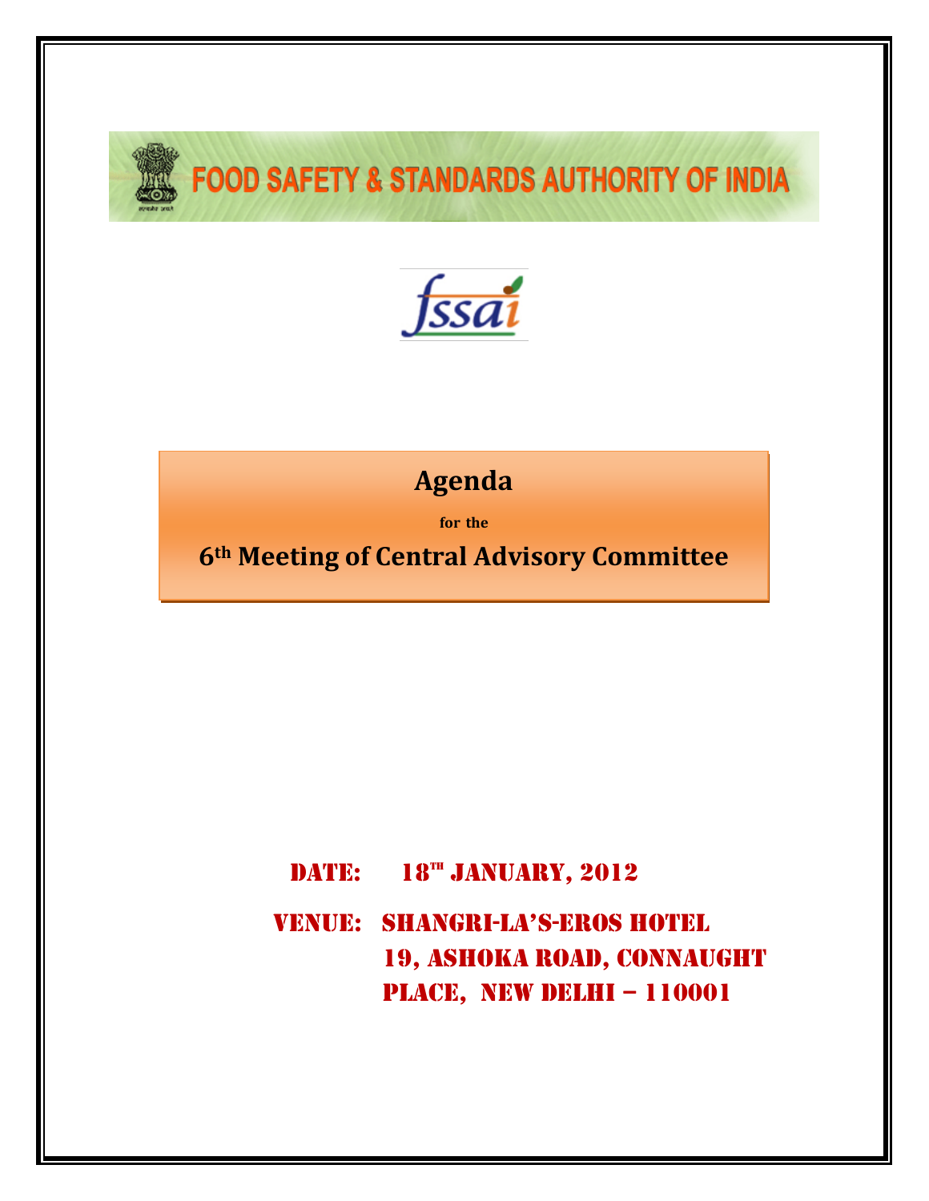# FOOD SAFETY & STANDARDS AUTHORITY OF INDIA

fssai

## Agenda

**for the**

## 6th Meeting of Central Advisory Committee

**DATE: 18TH JANUARY, 2012**

**VENUE: SHANGRI-LA'S-EROS HOTEL
19, ASHOKA ROAD, CONNAUGHT PLACE, NEW DELHI – 110001**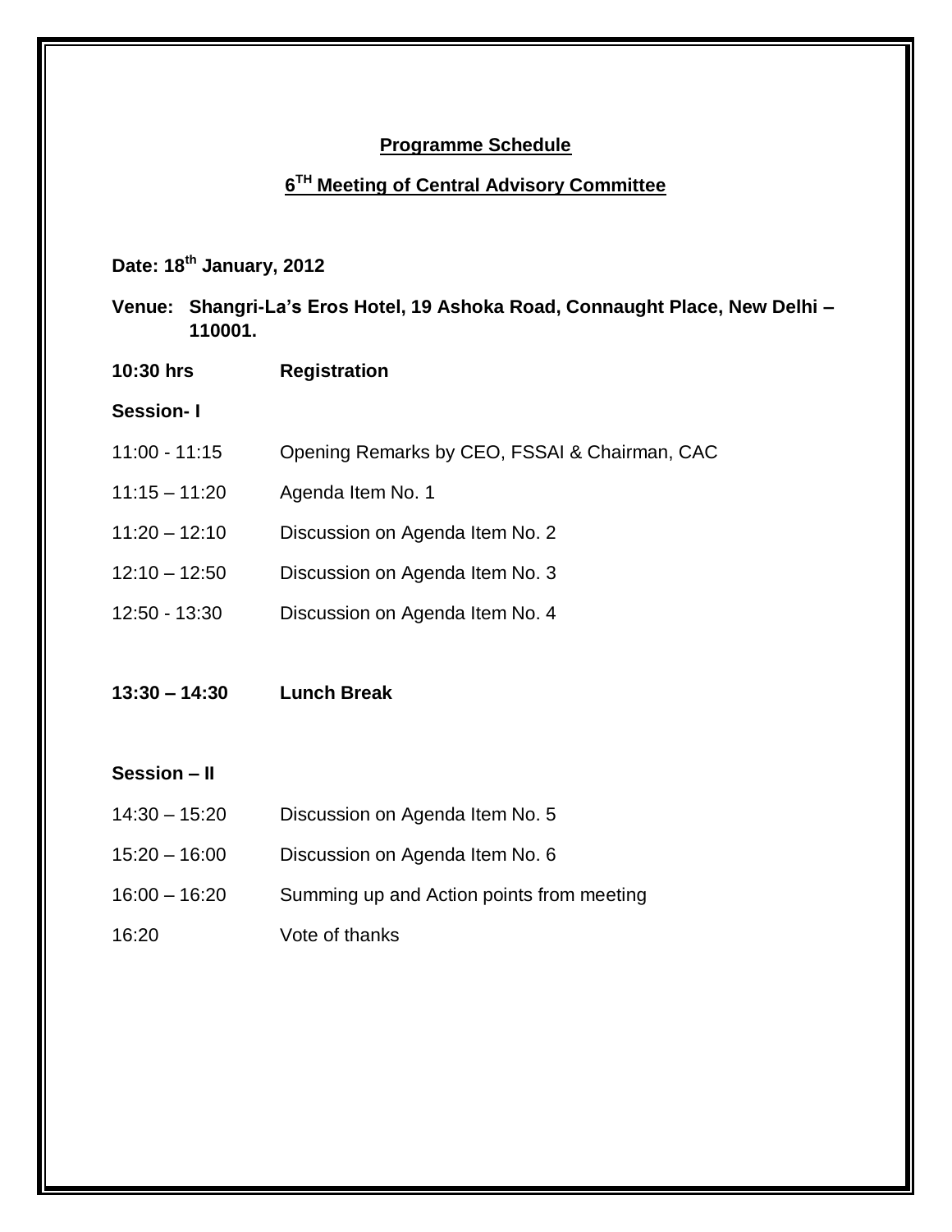## Programme Schedule

## 6TH Meeting of Central Advisory Committee

**Date: 18th January, 2012**

**Venue: Shangri-La's Eros Hotel, 19 Ashoka Road, Connaught Place, New Delhi – 110001.**

| | |
|---|---|
| **10:30 hrs** | **Registration** |
| **Session- I** | |
| 11:00 - 11:15 | Opening Remarks by CEO, FSSAI & Chairman, CAC |
| 11:15 – 11:20 | Agenda Item No. 1 |
| 11:20 – 12:10 | Discussion on Agenda Item No. 2 |
| 12:10 – 12:50 | Discussion on Agenda Item No. 3 |
| 12:50 - 13:30 | Discussion on Agenda Item No. 4 |
| **13:30 – 14:30** | **Lunch Break** |
| **Session – II** | |
| 14:30 – 15:20 | Discussion on Agenda Item No. 5 |
| 15:20 – 16:00 | Discussion on Agenda Item No. 6 |
| 16:00 – 16:20 | Summing up and Action points from meeting |
| 16:20 | Vote of thanks |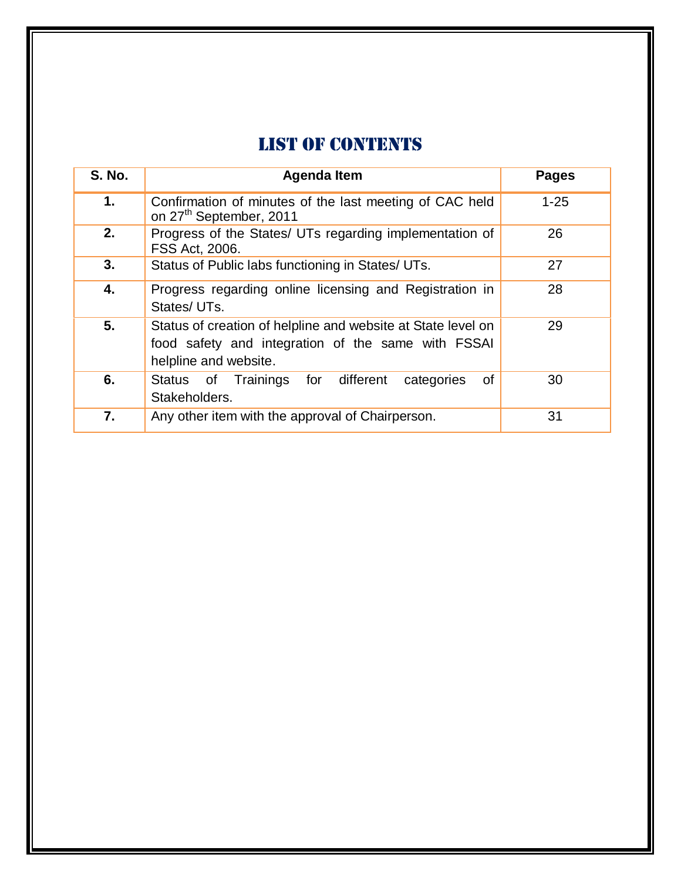# LIST OF CONTENTS

| S. No. | Agenda Item | Pages |
|---|---|---|
| 1. | Confirmation of minutes of the last meeting of CAC held on 27th September, 2011 | 1-25 |
| 2. | Progress of the States/ UTs regarding implementation of FSS Act, 2006. | 26 |
| 3. | Status of Public labs functioning in States/ UTs. | 27 |
| 4. | Progress regarding online licensing and Registration in States/ UTs. | 28 |
| 5. | Status of creation of helpline and website at State level on food safety and integration of the same with FSSAI helpline and website. | 29 |
| 6. | Status of Trainings for different categories of Stakeholders. | 30 |
| 7. | Any other item with the approval of Chairperson. | 31 |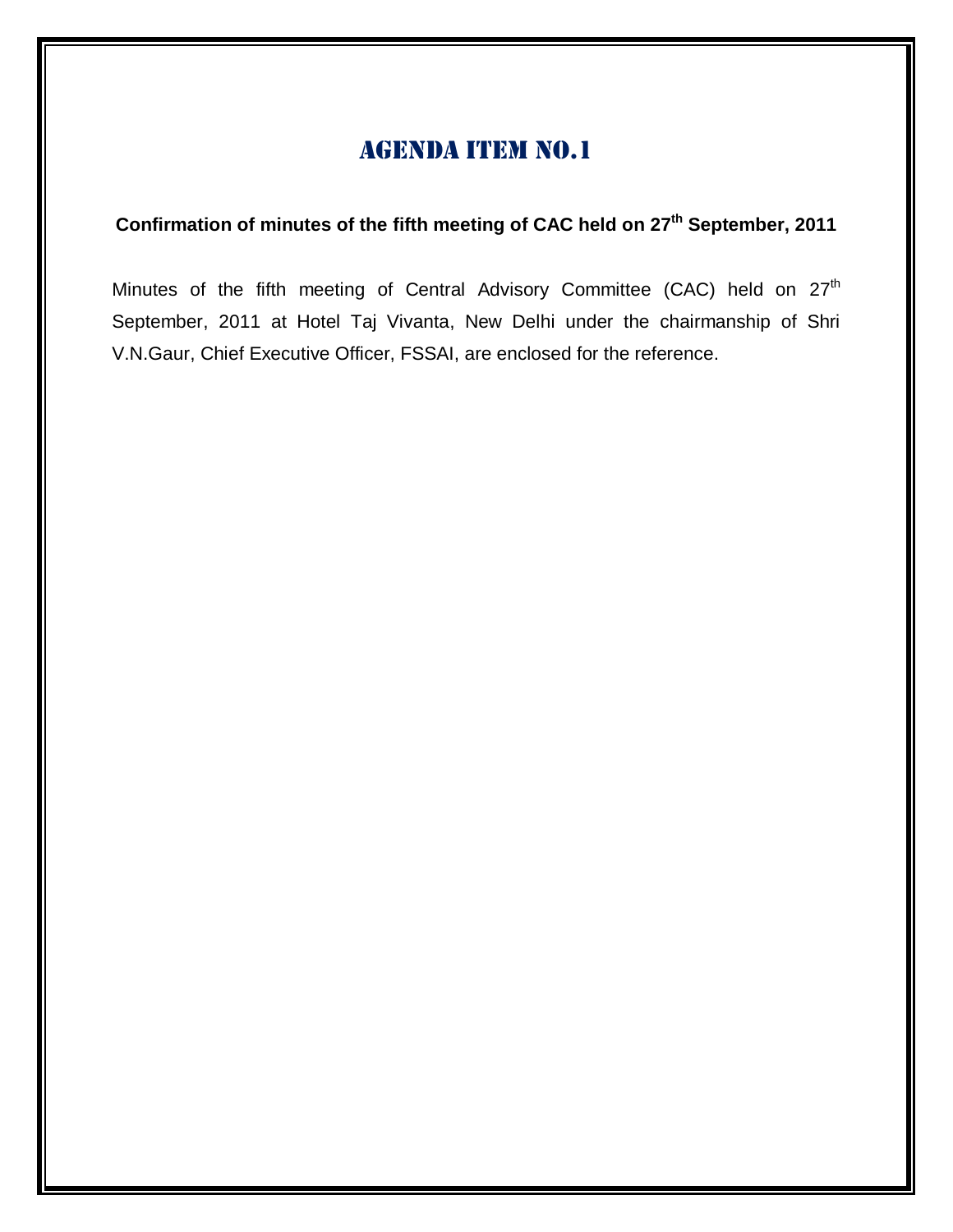# AGENDA ITEM NO.1

**Confirmation of minutes of the fifth meeting of CAC held on 27th September, 2011**

Minutes of the fifth meeting of Central Advisory Committee (CAC) held on 27th September, 2011 at Hotel Taj Vivanta, New Delhi under the chairmanship of Shri V.N.Gaur, Chief Executive Officer, FSSAI, are enclosed for the reference.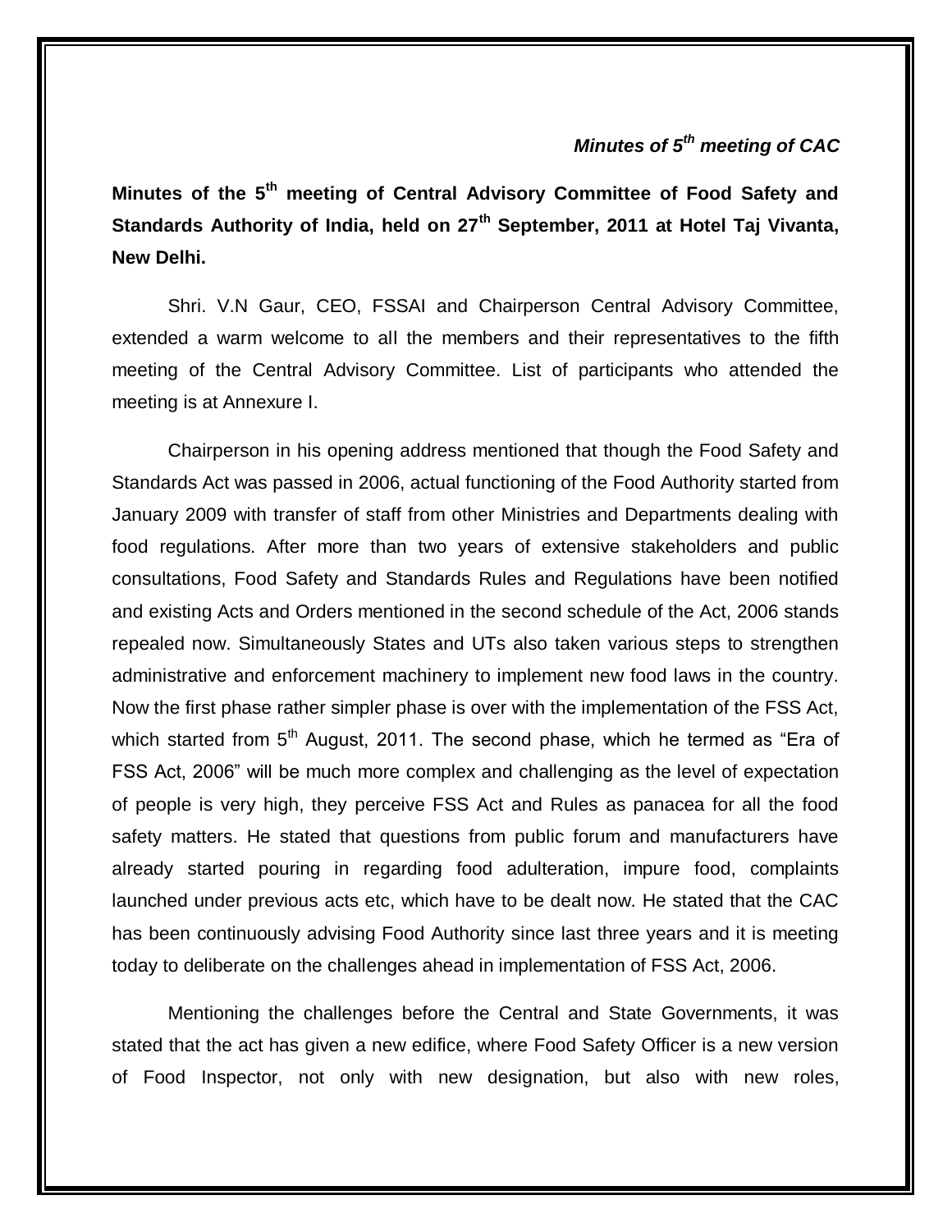**Minutes of the 5th meeting of Central Advisory Committee of Food Safety and Standards Authority of India, held on 27th September, 2011 at Hotel Taj Vivanta, New Delhi.**

Shri. V.N Gaur, CEO, FSSAI and Chairperson Central Advisory Committee, extended a warm welcome to all the members and their representatives to the fifth meeting of the Central Advisory Committee. List of participants who attended the meeting is at Annexure I.

Chairperson in his opening address mentioned that though the Food Safety and Standards Act was passed in 2006, actual functioning of the Food Authority started from January 2009 with transfer of staff from other Ministries and Departments dealing with food regulations. After more than two years of extensive stakeholders and public consultations, Food Safety and Standards Rules and Regulations have been notified and existing Acts and Orders mentioned in the second schedule of the Act, 2006 stands repealed now. Simultaneously States and UTs also taken various steps to strengthen administrative and enforcement machinery to implement new food laws in the country. Now the first phase rather simpler phase is over with the implementation of the FSS Act, which started from 5th August, 2011. The second phase, which he termed as "Era of FSS Act, 2006" will be much more complex and challenging as the level of expectation of people is very high, they perceive FSS Act and Rules as panacea for all the food safety matters. He stated that questions from public forum and manufacturers have already started pouring in regarding food adulteration, impure food, complaints launched under previous acts etc, which have to be dealt now. He stated that the CAC has been continuously advising Food Authority since last three years and it is meeting today to deliberate on the challenges ahead in implementation of FSS Act, 2006.

Mentioning the challenges before the Central and State Governments, it was stated that the act has given a new edifice, where Food Safety Officer is a new version of Food Inspector, not only with new designation, but also with new roles,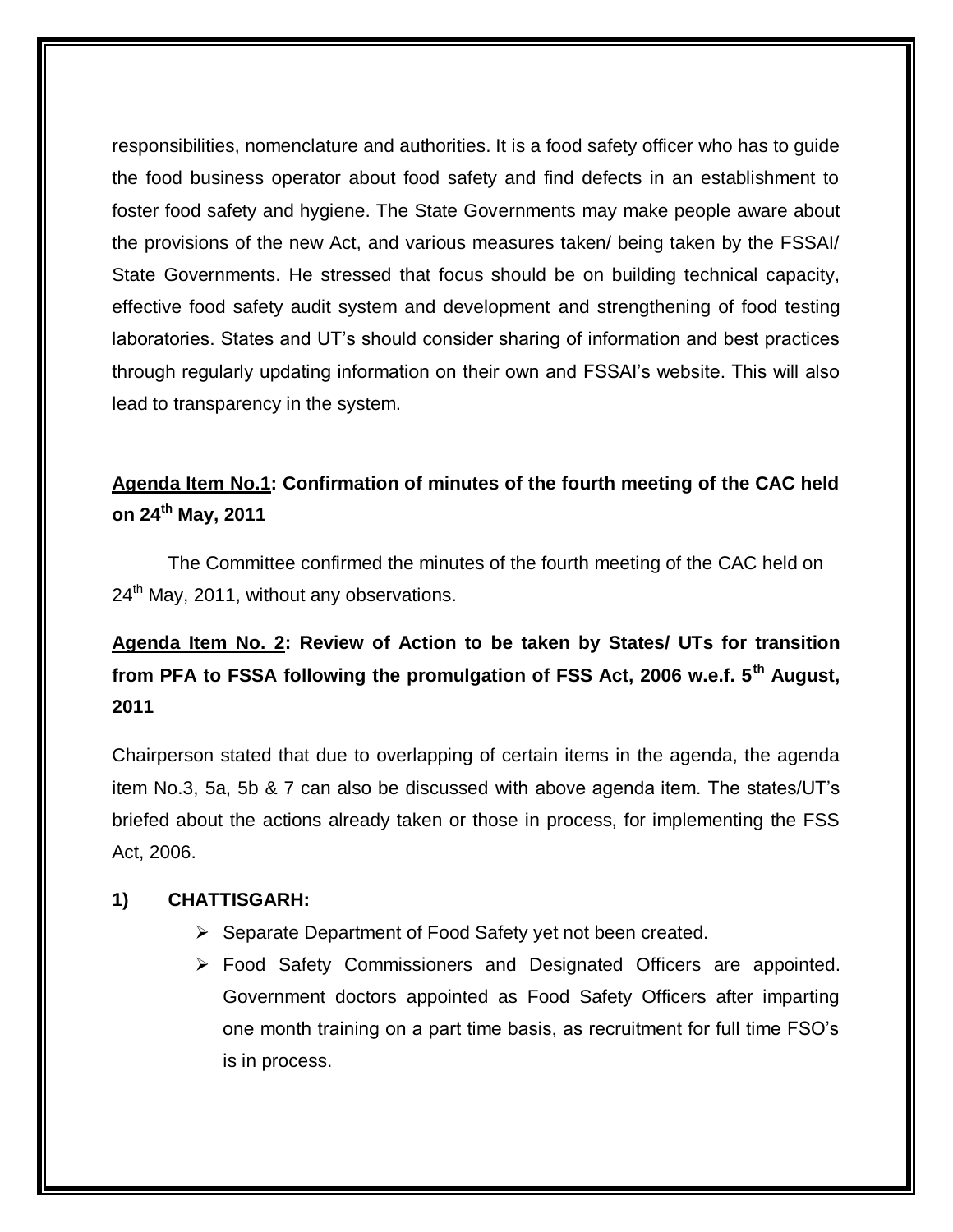responsibilities, nomenclature and authorities. It is a food safety officer who has to guide the food business operator about food safety and find defects in an establishment to foster food safety and hygiene. The State Governments may make people aware about the provisions of the new Act, and various measures taken/ being taken by the FSSAI/ State Governments. He stressed that focus should be on building technical capacity, effective food safety audit system and development and strengthening of food testing laboratories. States and UT's should consider sharing of information and best practices through regularly updating information on their own and FSSAI's website. This will also lead to transparency in the system.

**Agenda Item No.1: Confirmation of minutes of the fourth meeting of the CAC held on 24th May, 2011**

The Committee confirmed the minutes of the fourth meeting of the CAC held on 24th May, 2011, without any observations.

**Agenda Item No. 2: Review of Action to be taken by States/ UTs for transition from PFA to FSSA following the promulgation of FSS Act, 2006 w.e.f. 5th August, 2011**

Chairperson stated that due to overlapping of certain items in the agenda, the agenda item No.3, 5a, 5b & 7 can also be discussed with above agenda item. The states/UT's briefed about the actions already taken or those in process, for implementing the FSS Act, 2006.

**1) CHATTISGARH:**

- Separate Department of Food Safety yet not been created.
- Food Safety Commissioners and Designated Officers are appointed. Government doctors appointed as Food Safety Officers after imparting one month training on a part time basis, as recruitment for full time FSO's is in process.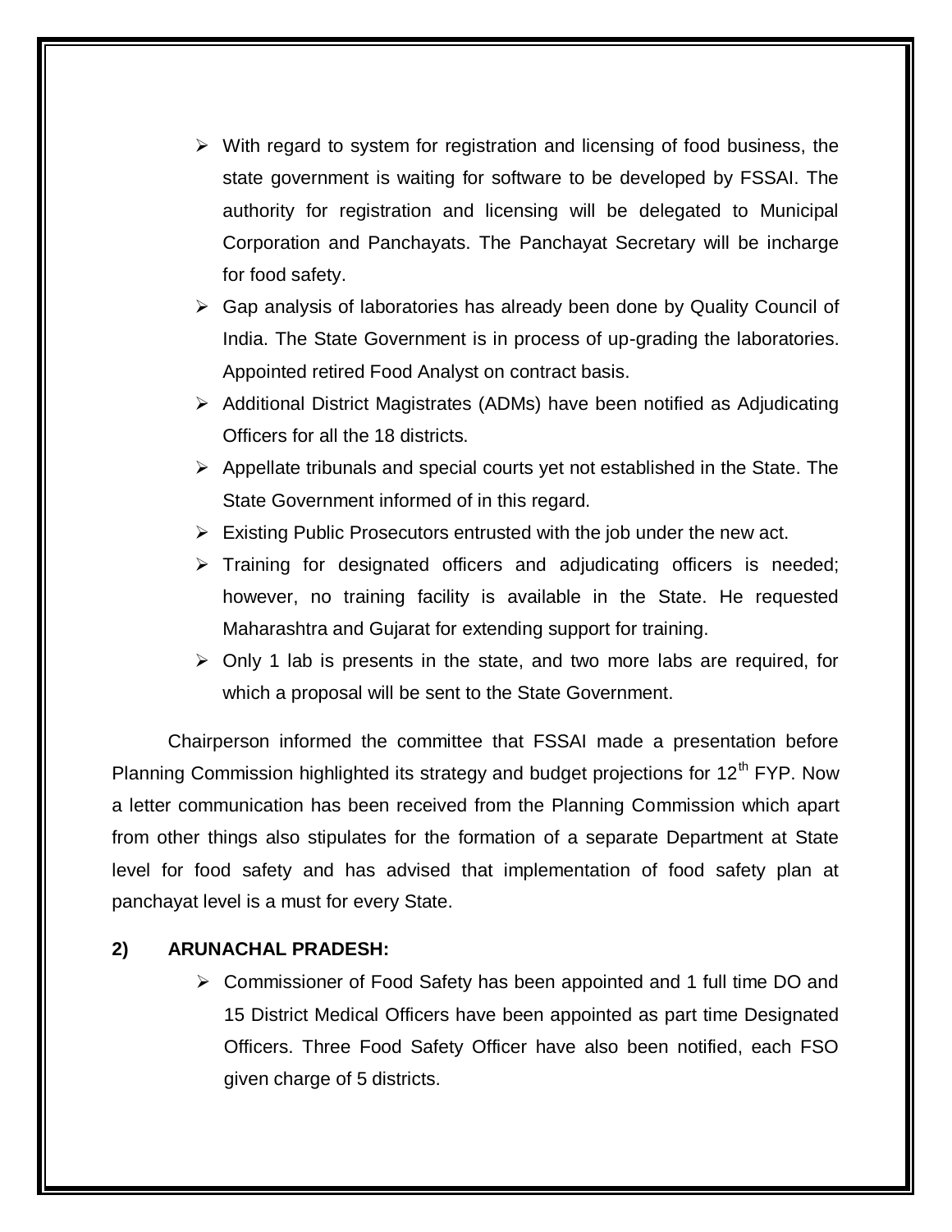- With regard to system for registration and licensing of food business, the state government is waiting for software to be developed by FSSAI. The authority for registration and licensing will be delegated to Municipal Corporation and Panchayats. The Panchayat Secretary will be incharge for food safety.
- Gap analysis of laboratories has already been done by Quality Council of India. The State Government is in process of up-grading the laboratories. Appointed retired Food Analyst on contract basis.
- Additional District Magistrates (ADMs) have been notified as Adjudicating Officers for all the 18 districts.
- Appellate tribunals and special courts yet not established in the State. The State Government informed of in this regard.
- Existing Public Prosecutors entrusted with the job under the new act.
- Training for designated officers and adjudicating officers is needed; however, no training facility is available in the State. He requested Maharashtra and Gujarat for extending support for training.
- Only 1 lab is presents in the state, and two more labs are required, for which a proposal will be sent to the State Government.

Chairperson informed the committee that FSSAI made a presentation before Planning Commission highlighted its strategy and budget projections for 12th FYP. Now a letter communication has been received from the Planning Commission which apart from other things also stipulates for the formation of a separate Department at State level for food safety and has advised that implementation of food safety plan at panchayat level is a must for every State.

**2) ARUNACHAL PRADESH:**

- Commissioner of Food Safety has been appointed and 1 full time DO and 15 District Medical Officers have been appointed as part time Designated Officers. Three Food Safety Officer have also been notified, each FSO given charge of 5 districts.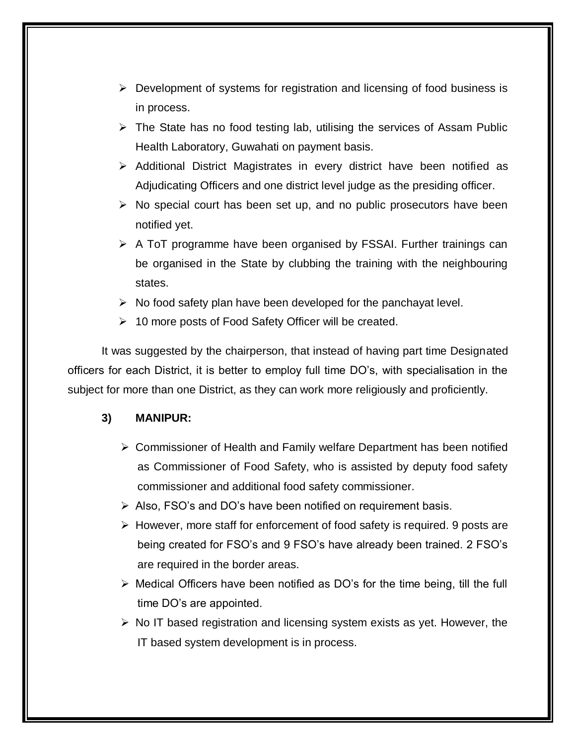- Development of systems for registration and licensing of food business is in process.
- The State has no food testing lab, utilising the services of Assam Public Health Laboratory, Guwahati on payment basis.
- Additional District Magistrates in every district have been notified as Adjudicating Officers and one district level judge as the presiding officer.
- No special court has been set up, and no public prosecutors have been notified yet.
- A ToT programme have been organised by FSSAI. Further trainings can be organised in the State by clubbing the training with the neighbouring states.
- No food safety plan have been developed for the panchayat level.
- 10 more posts of Food Safety Officer will be created.

It was suggested by the chairperson, that instead of having part time Designated officers for each District, it is better to employ full time DO's, with specialisation in the subject for more than one District, as they can work more religiously and proficiently.

**3) MANIPUR:**

- Commissioner of Health and Family welfare Department has been notified as Commissioner of Food Safety, who is assisted by deputy food safety commissioner and additional food safety commissioner.
- Also, FSO's and DO's have been notified on requirement basis.
- However, more staff for enforcement of food safety is required. 9 posts are being created for FSO's and 9 FSO's have already been trained. 2 FSO's are required in the border areas.
- Medical Officers have been notified as DO's for the time being, till the full time DO's are appointed.
- No IT based registration and licensing system exists as yet. However, the IT based system development is in process.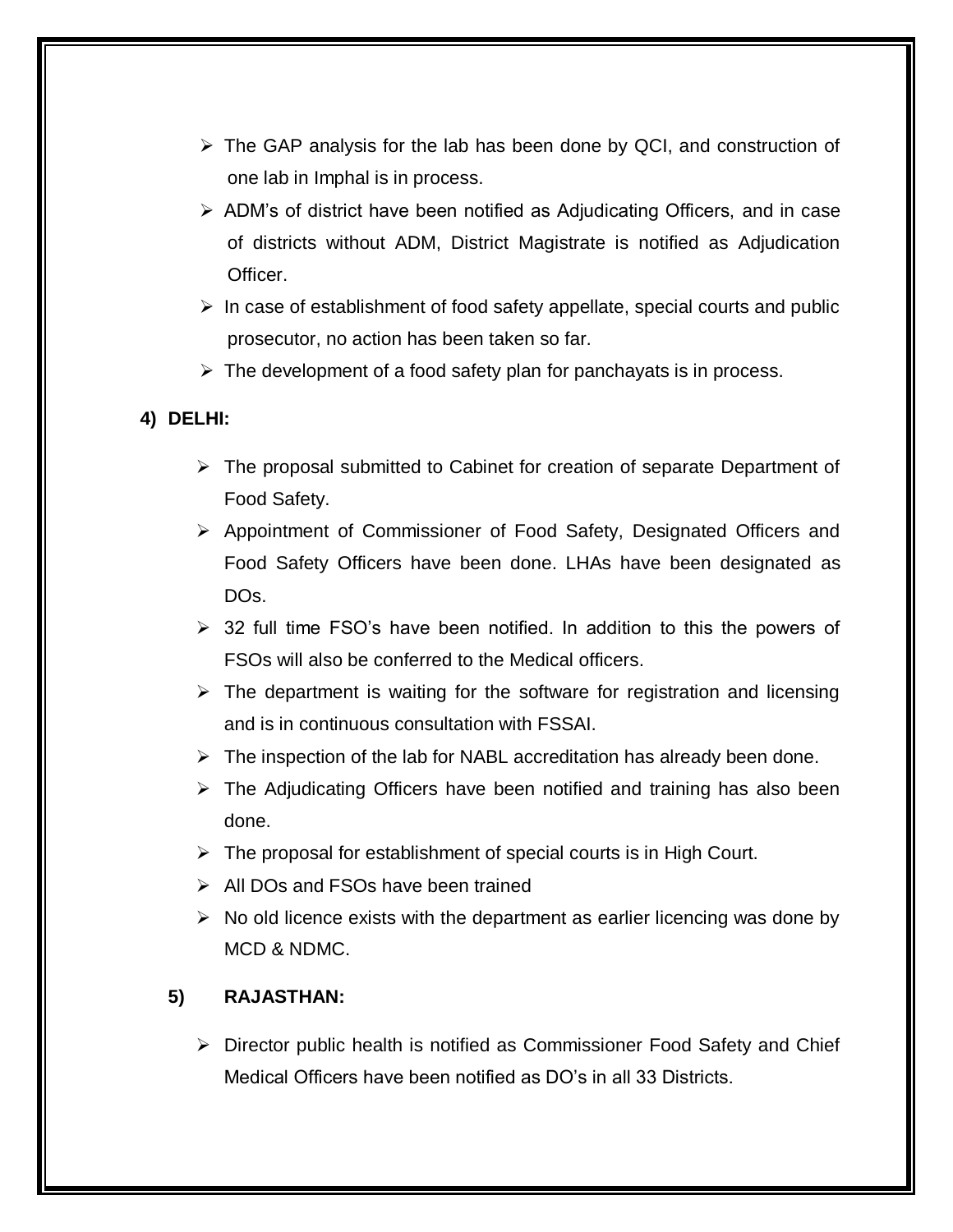- The GAP analysis for the lab has been done by QCI, and construction of one lab in Imphal is in process.
- ADM's of district have been notified as Adjudicating Officers, and in case of districts without ADM, District Magistrate is notified as Adjudication Officer.
- In case of establishment of food safety appellate, special courts and public prosecutor, no action has been taken so far.
- The development of a food safety plan for panchayats is in process.

**4) DELHI:**

- The proposal submitted to Cabinet for creation of separate Department of Food Safety.
- Appointment of Commissioner of Food Safety, Designated Officers and Food Safety Officers have been done. LHAs have been designated as DOs.
- 32 full time FSO's have been notified. In addition to this the powers of FSOs will also be conferred to the Medical officers.
- The department is waiting for the software for registration and licensing and is in continuous consultation with FSSAI.
- The inspection of the lab for NABL accreditation has already been done.
- The Adjudicating Officers have been notified and training has also been done.
- The proposal for establishment of special courts is in High Court.
- All DOs and FSOs have been trained
- No old licence exists with the department as earlier licencing was done by MCD & NDMC.

**5) RAJASTHAN:**

- Director public health is notified as Commissioner Food Safety and Chief Medical Officers have been notified as DO's in all 33 Districts.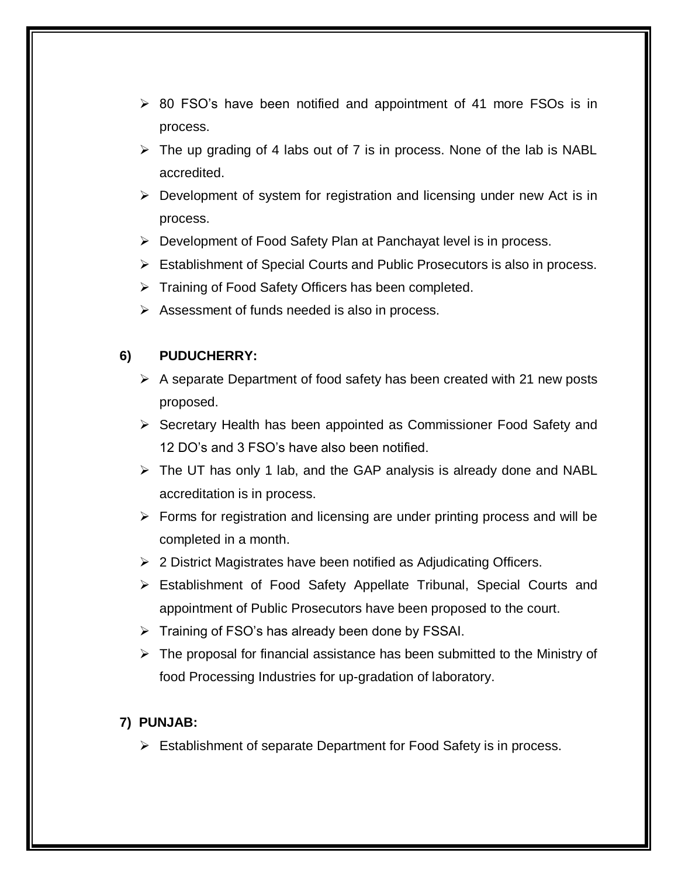- 80 FSO's have been notified and appointment of 41 more FSOs is in process.
- The up grading of 4 labs out of 7 is in process. None of the lab is NABL accredited.
- Development of system for registration and licensing under new Act is in process.
- Development of Food Safety Plan at Panchayat level is in process.
- Establishment of Special Courts and Public Prosecutors is also in process.
- Training of Food Safety Officers has been completed.
- Assessment of funds needed is also in process.

**6) PUDUCHERRY:**

- A separate Department of food safety has been created with 21 new posts proposed.
- Secretary Health has been appointed as Commissioner Food Safety and 12 DO's and 3 FSO's have also been notified.
- The UT has only 1 lab, and the GAP analysis is already done and NABL accreditation is in process.
- Forms for registration and licensing are under printing process and will be completed in a month.
- 2 District Magistrates have been notified as Adjudicating Officers.
- Establishment of Food Safety Appellate Tribunal, Special Courts and appointment of Public Prosecutors have been proposed to the court.
- Training of FSO's has already been done by FSSAI.
- The proposal for financial assistance has been submitted to the Ministry of food Processing Industries for up-gradation of laboratory.

**7) PUNJAB:**

- Establishment of separate Department for Food Safety is in process.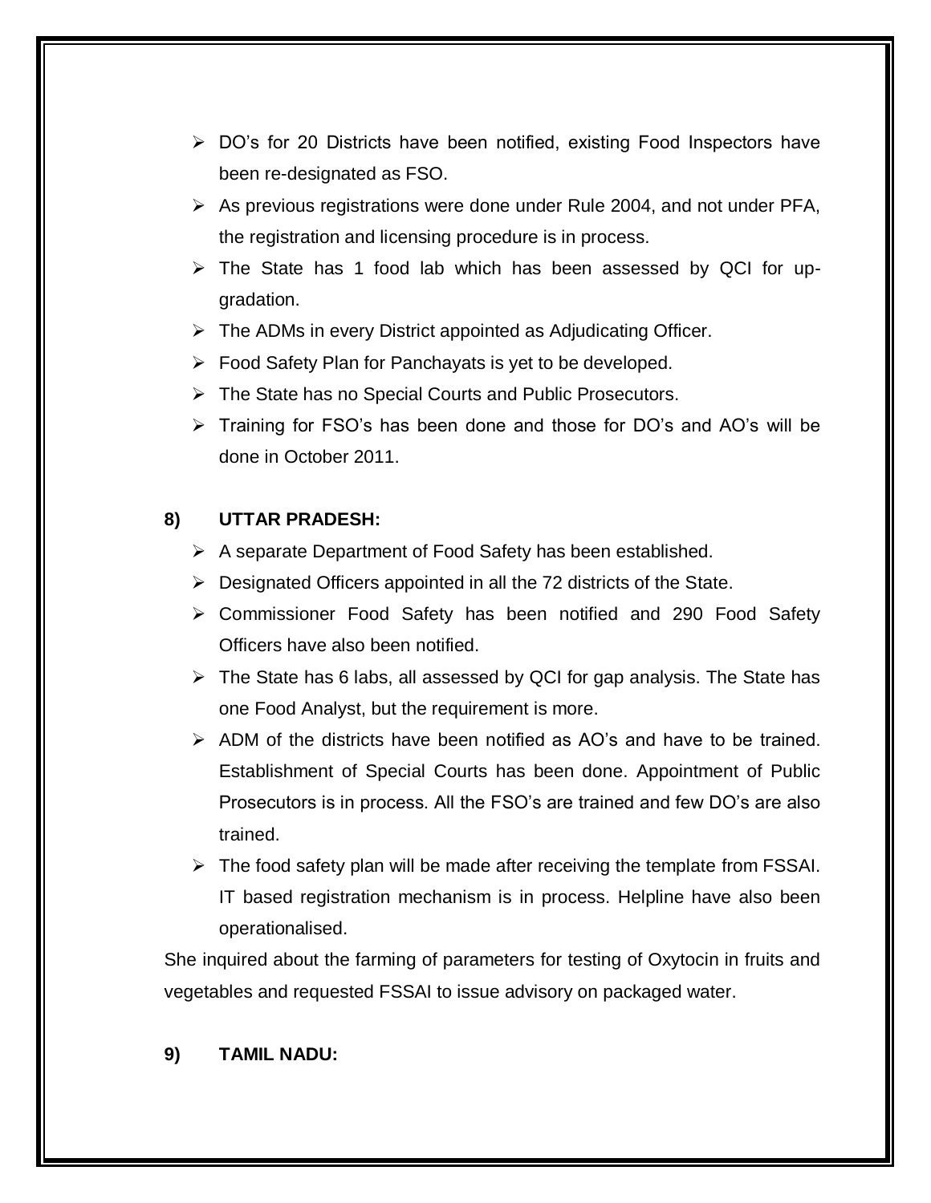- DO's for 20 Districts have been notified, existing Food Inspectors have been re-designated as FSO.
- As previous registrations were done under Rule 2004, and not under PFA, the registration and licensing procedure is in process.
- The State has 1 food lab which has been assessed by QCI for up-gradation.
- The ADMs in every District appointed as Adjudicating Officer.
- Food Safety Plan for Panchayats is yet to be developed.
- The State has no Special Courts and Public Prosecutors.
- Training for FSO's has been done and those for DO's and AO's will be done in October 2011.

**8) UTTAR PRADESH:**

- A separate Department of Food Safety has been established.
- Designated Officers appointed in all the 72 districts of the State.
- Commissioner Food Safety has been notified and 290 Food Safety Officers have also been notified.
- The State has 6 labs, all assessed by QCI for gap analysis. The State has one Food Analyst, but the requirement is more.
- ADM of the districts have been notified as AO's and have to be trained. Establishment of Special Courts has been done. Appointment of Public Prosecutors is in process. All the FSO's are trained and few DO's are also trained.
- The food safety plan will be made after receiving the template from FSSAI. IT based registration mechanism is in process. Helpline have also been operationalised.

She inquired about the farming of parameters for testing of Oxytocin in fruits and vegetables and requested FSSAI to issue advisory on packaged water.

**9) TAMIL NADU:**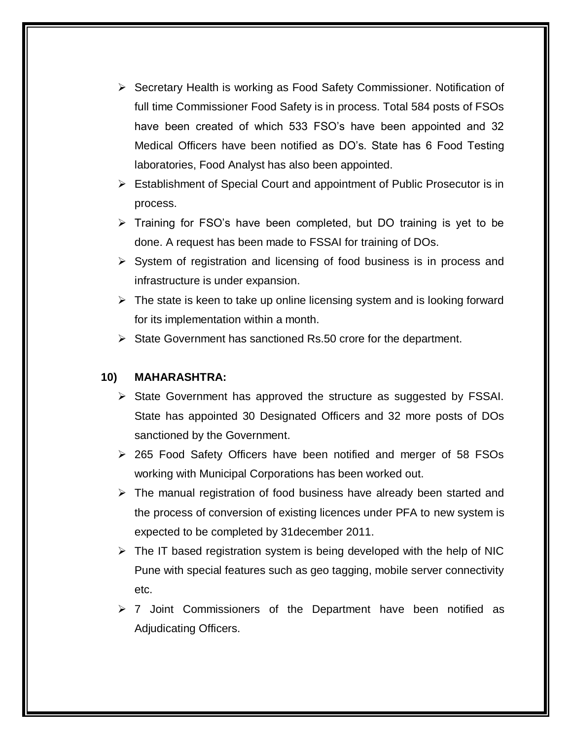- Secretary Health is working as Food Safety Commissioner. Notification of full time Commissioner Food Safety is in process. Total 584 posts of FSOs have been created of which 533 FSO's have been appointed and 32 Medical Officers have been notified as DO's. State has 6 Food Testing laboratories, Food Analyst has also been appointed.
- Establishment of Special Court and appointment of Public Prosecutor is in process.
- Training for FSO's have been completed, but DO training is yet to be done. A request has been made to FSSAI for training of DOs.
- System of registration and licensing of food business is in process and infrastructure is under expansion.
- The state is keen to take up online licensing system and is looking forward for its implementation within a month.
- State Government has sanctioned Rs.50 crore for the department.

**10) MAHARASHTRA:**

- State Government has approved the structure as suggested by FSSAI. State has appointed 30 Designated Officers and 32 more posts of DOs sanctioned by the Government.
- 265 Food Safety Officers have been notified and merger of 58 FSOs working with Municipal Corporations has been worked out.
- The manual registration of food business have already been started and the process of conversion of existing licences under PFA to new system is expected to be completed by 31december 2011.
- The IT based registration system is being developed with the help of NIC Pune with special features such as geo tagging, mobile server connectivity etc.
- 7 Joint Commissioners of the Department have been notified as Adjudicating Officers.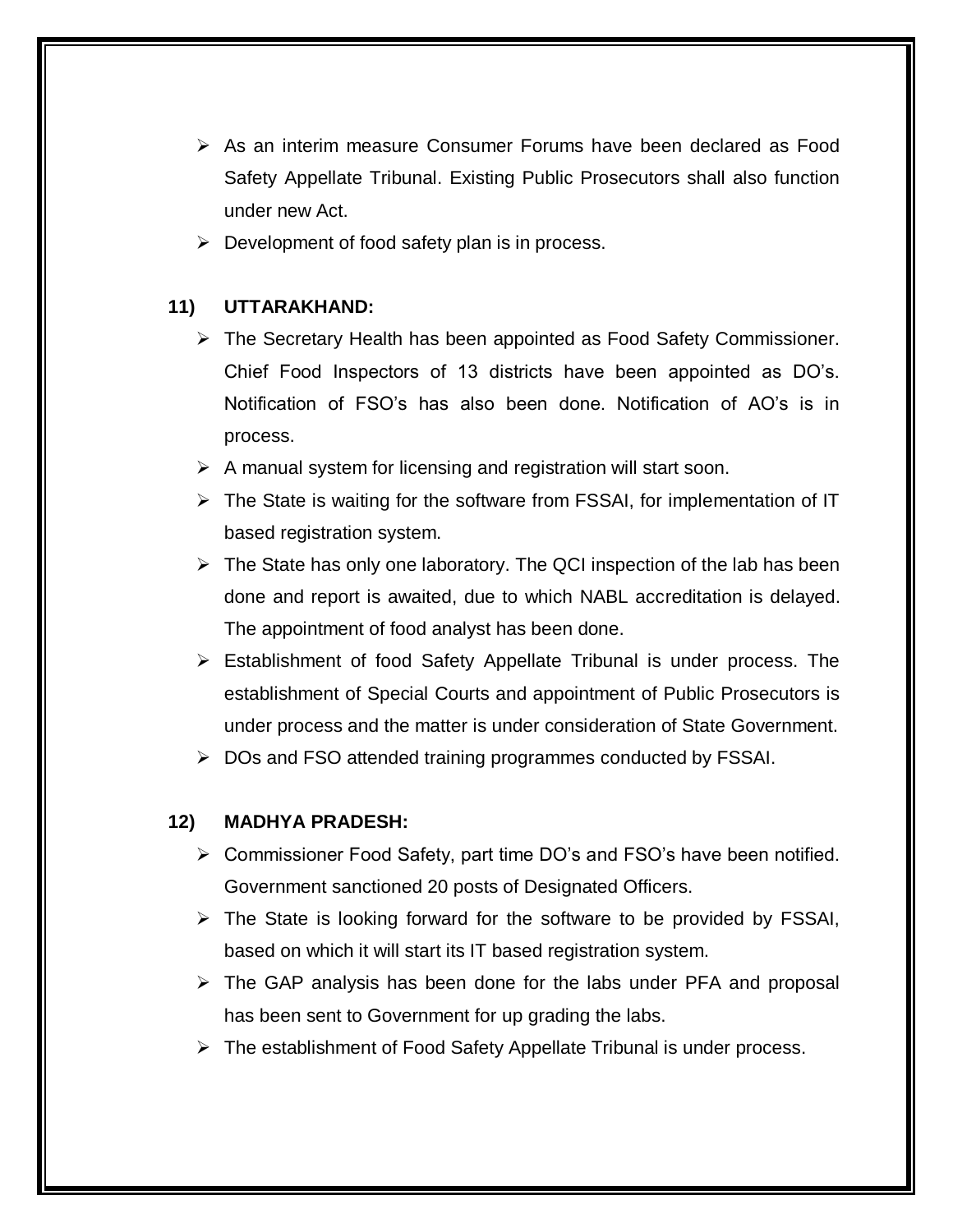- As an interim measure Consumer Forums have been declared as Food Safety Appellate Tribunal. Existing Public Prosecutors shall also function under new Act.
- Development of food safety plan is in process.

**11) UTTARAKHAND:**

- The Secretary Health has been appointed as Food Safety Commissioner. Chief Food Inspectors of 13 districts have been appointed as DO's. Notification of FSO's has also been done. Notification of AO's is in process.
- A manual system for licensing and registration will start soon.
- The State is waiting for the software from FSSAI, for implementation of IT based registration system.
- The State has only one laboratory. The QCI inspection of the lab has been done and report is awaited, due to which NABL accreditation is delayed. The appointment of food analyst has been done.
- Establishment of food Safety Appellate Tribunal is under process. The establishment of Special Courts and appointment of Public Prosecutors is under process and the matter is under consideration of State Government.
- DOs and FSO attended training programmes conducted by FSSAI.

**12) MADHYA PRADESH:**

- Commissioner Food Safety, part time DO's and FSO's have been notified. Government sanctioned 20 posts of Designated Officers.
- The State is looking forward for the software to be provided by FSSAI, based on which it will start its IT based registration system.
- The GAP analysis has been done for the labs under PFA and proposal has been sent to Government for up grading the labs.
- The establishment of Food Safety Appellate Tribunal is under process.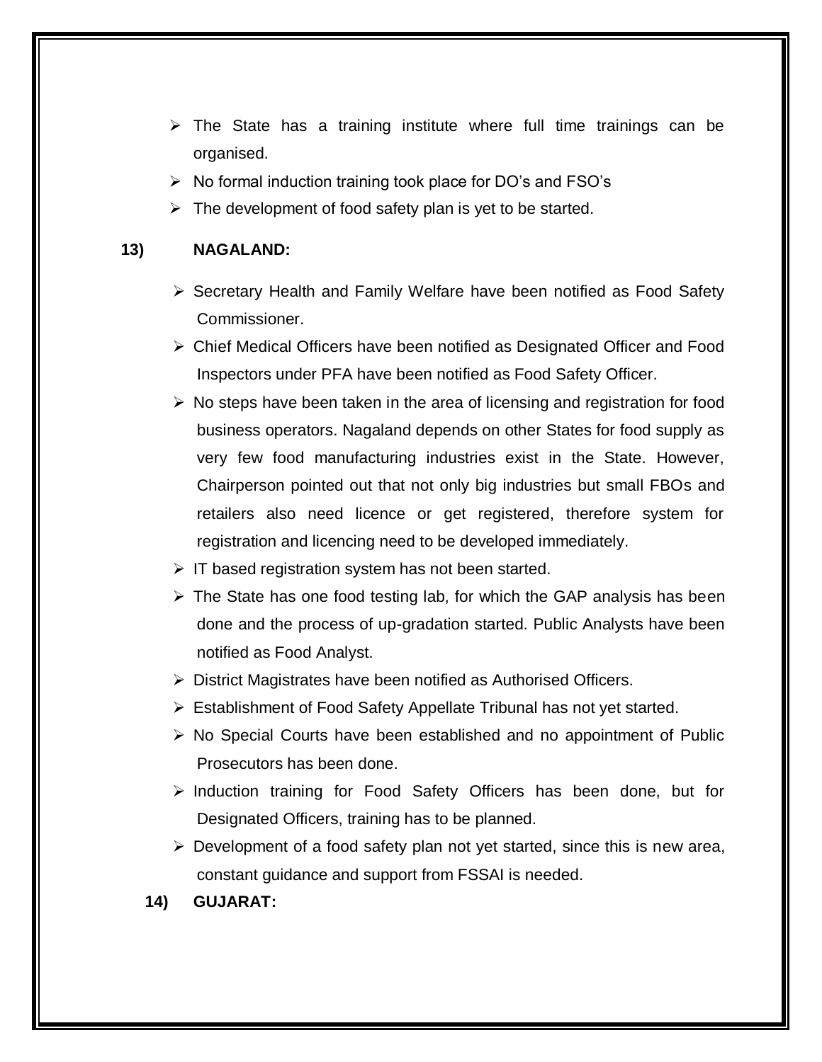- The State has a training institute where full time trainings can be organised.
- No formal induction training took place for DO's and FSO's
- The development of food safety plan is yet to be started.

### 13) NAGALAND:

- Secretary Health and Family Welfare have been notified as Food Safety Commissioner.
- Chief Medical Officers have been notified as Designated Officer and Food Inspectors under PFA have been notified as Food Safety Officer.
- No steps have been taken in the area of licensing and registration for food business operators. Nagaland depends on other States for food supply as very few food manufacturing industries exist in the State. However, Chairperson pointed out that not only big industries but small FBOs and retailers also need licence or get registered, therefore system for registration and licencing need to be developed immediately.
- IT based registration system has not been started.
- The State has one food testing lab, for which the GAP analysis has been done and the process of up-gradation started. Public Analysts have been notified as Food Analyst.
- District Magistrates have been notified as Authorised Officers.
- Establishment of Food Safety Appellate Tribunal has not yet started.
- No Special Courts have been established and no appointment of Public Prosecutors has been done.
- Induction training for Food Safety Officers has been done, but for Designated Officers, training has to be planned.
- Development of a food safety plan not yet started, since this is new area, constant guidance and support from FSSAI is needed.

### 14) GUJARAT: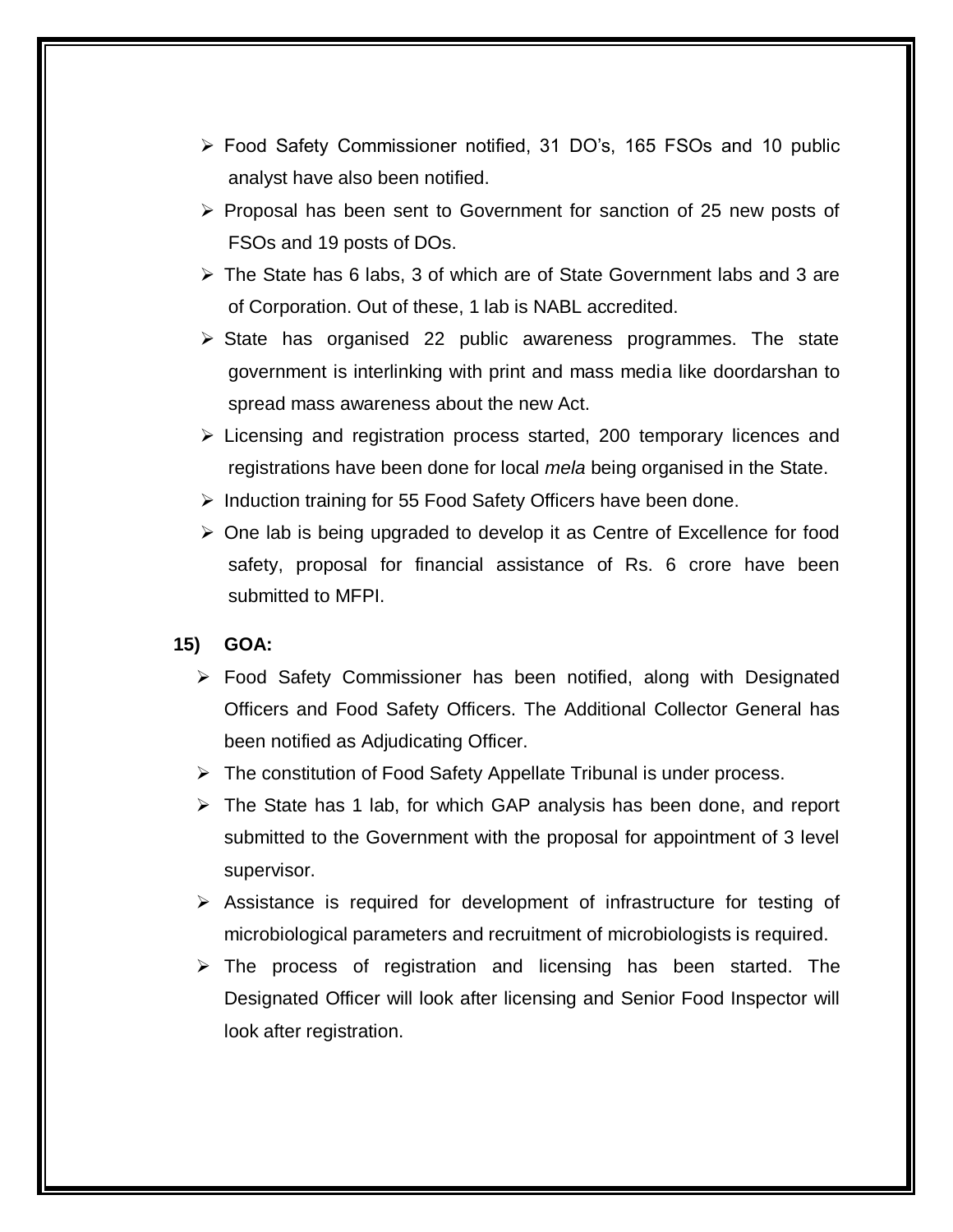- Food Safety Commissioner notified, 31 DO's, 165 FSOs and 10 public analyst have also been notified.
- Proposal has been sent to Government for sanction of 25 new posts of FSOs and 19 posts of DOs.
- The State has 6 labs, 3 of which are of State Government labs and 3 are of Corporation. Out of these, 1 lab is NABL accredited.
- State has organised 22 public awareness programmes. The state government is interlinking with print and mass media like doordarshan to spread mass awareness about the new Act.
- Licensing and registration process started, 200 temporary licences and registrations have been done for local *mela* being organised in the State.
- Induction training for 55 Food Safety Officers have been done.
- One lab is being upgraded to develop it as Centre of Excellence for food safety, proposal for financial assistance of Rs. 6 crore have been submitted to MFPI.

**15) GOA:**

- Food Safety Commissioner has been notified, along with Designated Officers and Food Safety Officers. The Additional Collector General has been notified as Adjudicating Officer.
- The constitution of Food Safety Appellate Tribunal is under process.
- The State has 1 lab, for which GAP analysis has been done, and report submitted to the Government with the proposal for appointment of 3 level supervisor.
- Assistance is required for development of infrastructure for testing of microbiological parameters and recruitment of microbiologists is required.
- The process of registration and licensing has been started. The Designated Officer will look after licensing and Senior Food Inspector will look after registration.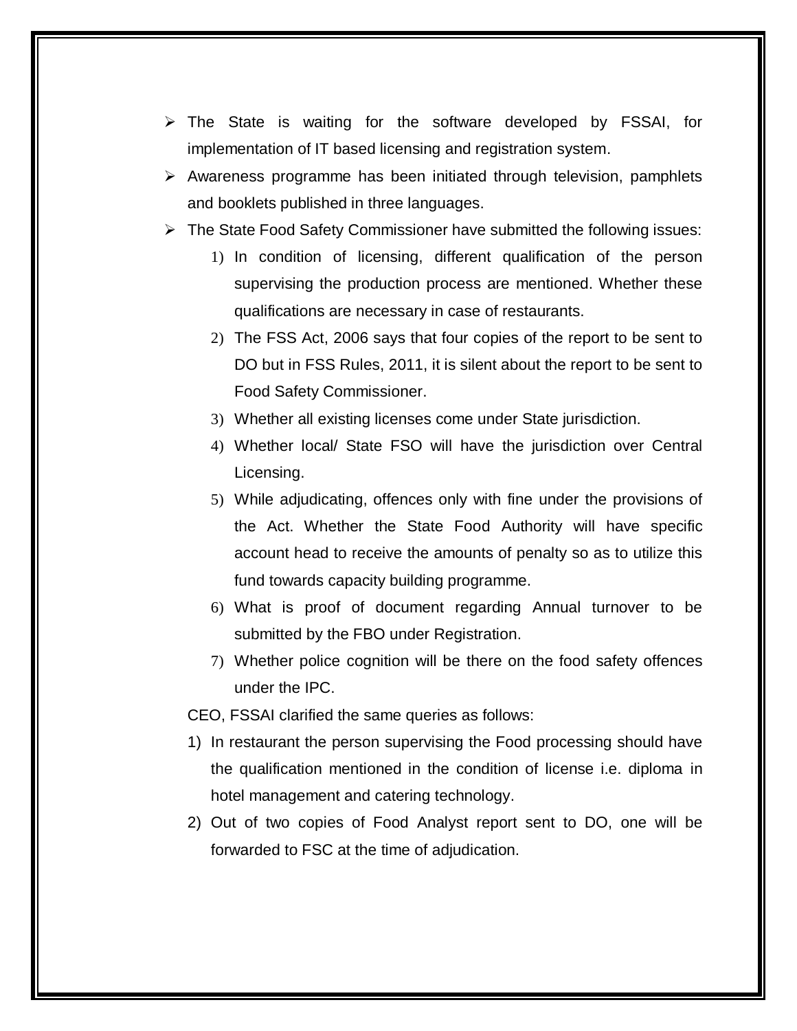- The State is waiting for the software developed by FSSAI, for implementation of IT based licensing and registration system.
- Awareness programme has been initiated through television, pamphlets and booklets published in three languages.
- The State Food Safety Commissioner have submitted the following issues:
    1) In condition of licensing, different qualification of the person supervising the production process are mentioned. Whether these qualifications are necessary in case of restaurants.
    2) The FSS Act, 2006 says that four copies of the report to be sent to DO but in FSS Rules, 2011, it is silent about the report to be sent to Food Safety Commissioner.
    3) Whether all existing licenses come under State jurisdiction.
    4) Whether local/ State FSO will have the jurisdiction over Central Licensing.
    5) While adjudicating, offences only with fine under the provisions of the Act. Whether the State Food Authority will have specific account head to receive the amounts of penalty so as to utilize this fund towards capacity building programme.
    6) What is proof of document regarding Annual turnover to be submitted by the FBO under Registration.
    7) Whether police cognition will be there on the food safety offences under the IPC.

  CEO, FSSAI clarified the same queries as follows:

  1) In restaurant the person supervising the Food processing should have the qualification mentioned in the condition of license i.e. diploma in hotel management and catering technology.
  2) Out of two copies of Food Analyst report sent to DO, one will be forwarded to FSC at the time of adjudication.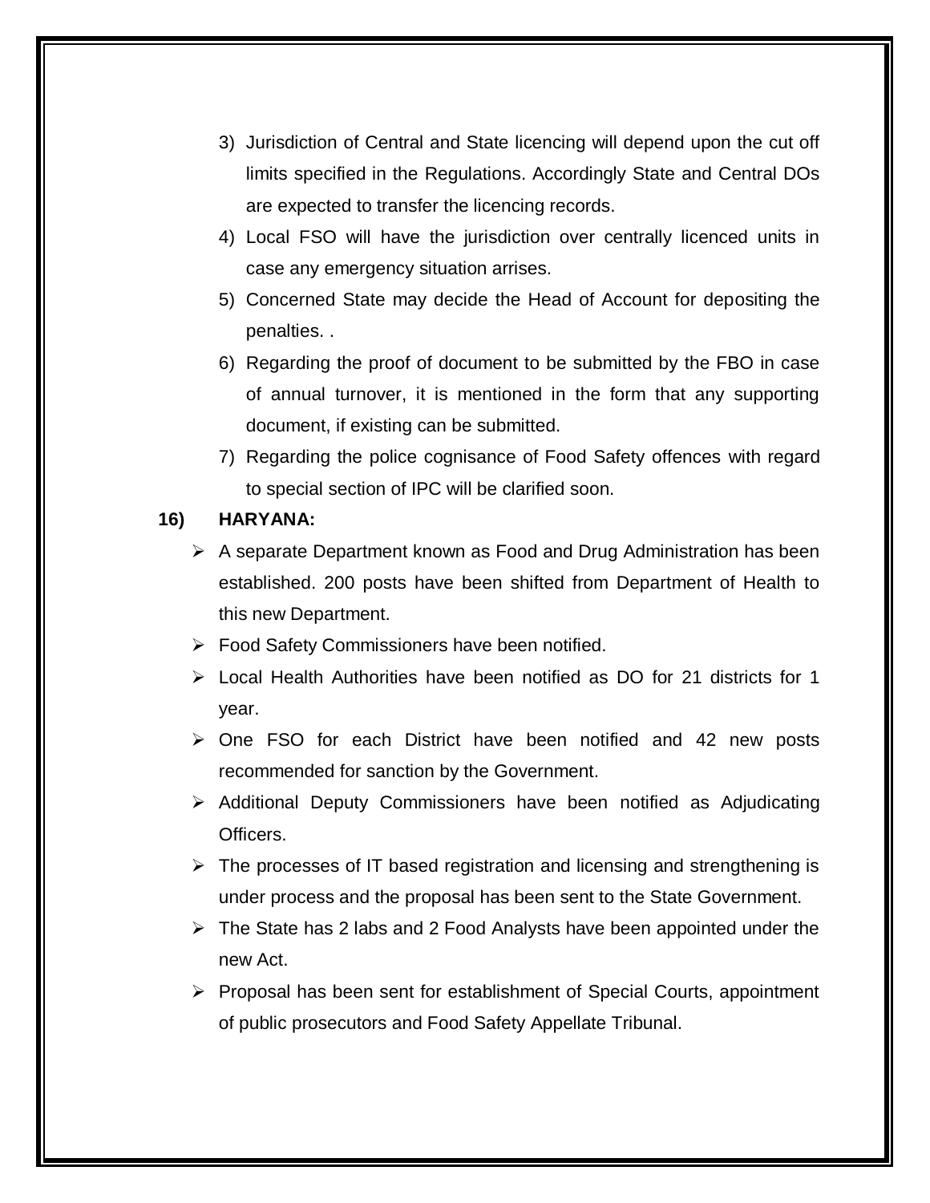3) Jurisdiction of Central and State licencing will depend upon the cut off limits specified in the Regulations. Accordingly State and Central DOs are expected to transfer the licencing records.
4) Local FSO will have the jurisdiction over centrally licenced units in case any emergency situation arrises.
5) Concerned State may decide the Head of Account for depositing the penalties. .
6) Regarding the proof of document to be submitted by the FBO in case of annual turnover, it is mentioned in the form that any supporting document, if existing can be submitted.
7) Regarding the police cognisance of Food Safety offences with regard to special section of IPC will be clarified soon.

**16) HARYANA:**

- A separate Department known as Food and Drug Administration has been established. 200 posts have been shifted from Department of Health to this new Department.
- Food Safety Commissioners have been notified.
- Local Health Authorities have been notified as DO for 21 districts for 1 year.
- One FSO for each District have been notified and 42 new posts recommended for sanction by the Government.
- Additional Deputy Commissioners have been notified as Adjudicating Officers.
- The processes of IT based registration and licensing and strengthening is under process and the proposal has been sent to the State Government.
- The State has 2 labs and 2 Food Analysts have been appointed under the new Act.
- Proposal has been sent for establishment of Special Courts, appointment of public prosecutors and Food Safety Appellate Tribunal.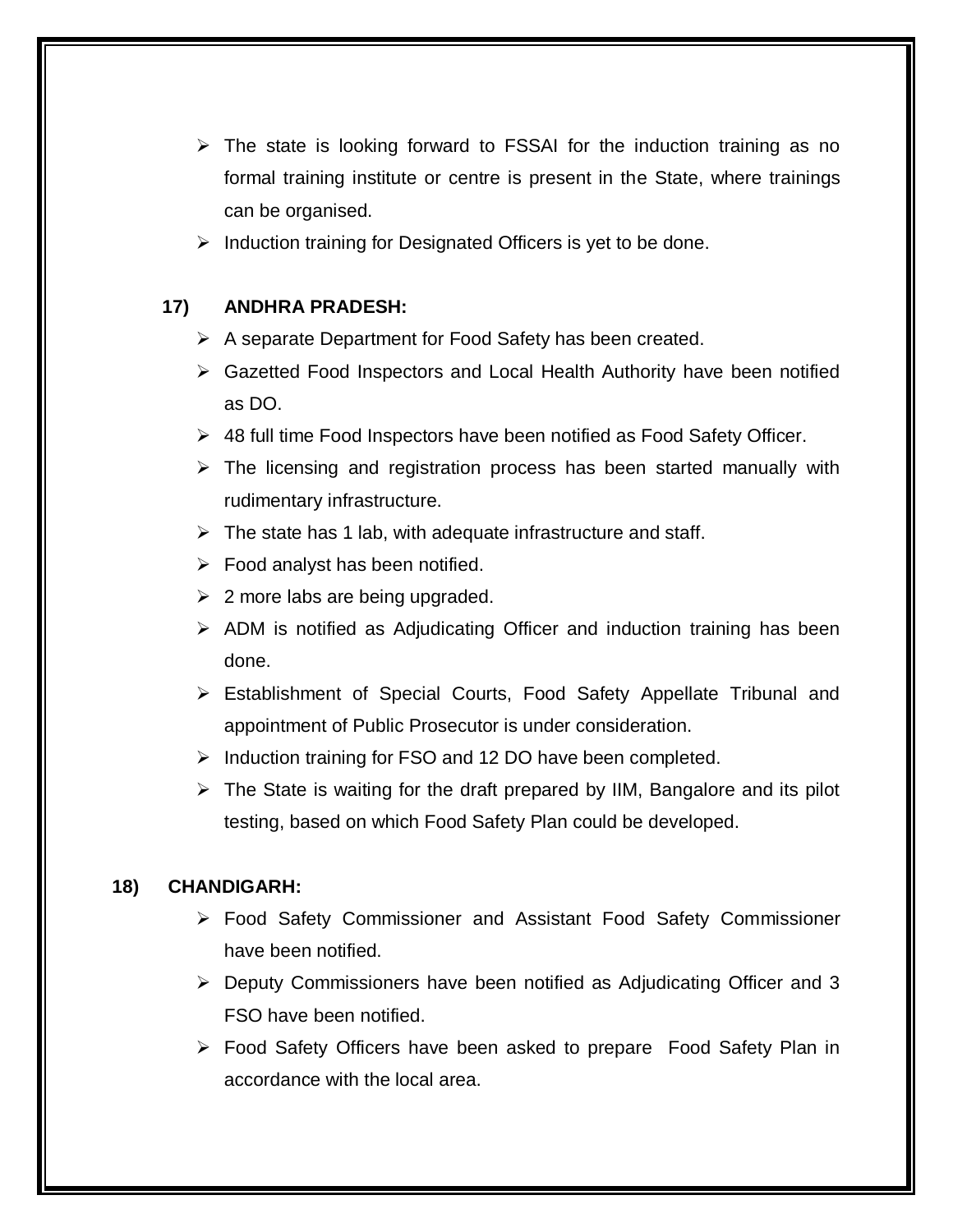- The state is looking forward to FSSAI for the induction training as no formal training institute or centre is present in the State, where trainings can be organised.
- Induction training for Designated Officers is yet to be done.

**17) ANDHRA PRADESH:**

- A separate Department for Food Safety has been created.
- Gazetted Food Inspectors and Local Health Authority have been notified as DO.
- 48 full time Food Inspectors have been notified as Food Safety Officer.
- The licensing and registration process has been started manually with rudimentary infrastructure.
- The state has 1 lab, with adequate infrastructure and staff.
- Food analyst has been notified.
- 2 more labs are being upgraded.
- ADM is notified as Adjudicating Officer and induction training has been done.
- Establishment of Special Courts, Food Safety Appellate Tribunal and appointment of Public Prosecutor is under consideration.
- Induction training for FSO and 12 DO have been completed.
- The State is waiting for the draft prepared by IIM, Bangalore and its pilot testing, based on which Food Safety Plan could be developed.

**18) CHANDIGARH:**

- Food Safety Commissioner and Assistant Food Safety Commissioner have been notified.
- Deputy Commissioners have been notified as Adjudicating Officer and 3 FSO have been notified.
- Food Safety Officers have been asked to prepare Food Safety Plan in accordance with the local area.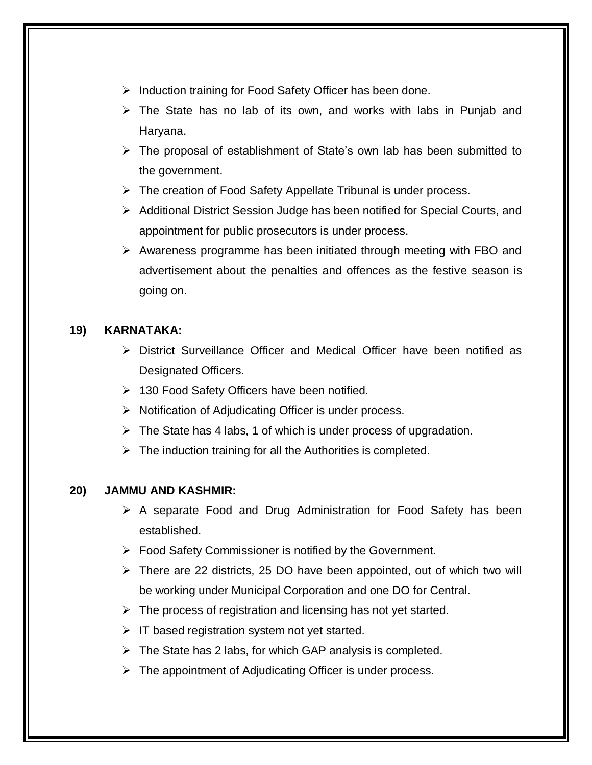- Induction training for Food Safety Officer has been done.
- The State has no lab of its own, and works with labs in Punjab and Haryana.
- The proposal of establishment of State's own lab has been submitted to the government.
- The creation of Food Safety Appellate Tribunal is under process.
- Additional District Session Judge has been notified for Special Courts, and appointment for public prosecutors is under process.
- Awareness programme has been initiated through meeting with FBO and advertisement about the penalties and offences as the festive season is going on.

**19) KARNATAKA:**

- District Surveillance Officer and Medical Officer have been notified as Designated Officers.
- 130 Food Safety Officers have been notified.
- Notification of Adjudicating Officer is under process.
- The State has 4 labs, 1 of which is under process of upgradation.
- The induction training for all the Authorities is completed.

**20) JAMMU AND KASHMIR:**

- A separate Food and Drug Administration for Food Safety has been established.
- Food Safety Commissioner is notified by the Government.
- There are 22 districts, 25 DO have been appointed, out of which two will be working under Municipal Corporation and one DO for Central.
- The process of registration and licensing has not yet started.
- IT based registration system not yet started.
- The State has 2 labs, for which GAP analysis is completed.
- The appointment of Adjudicating Officer is under process.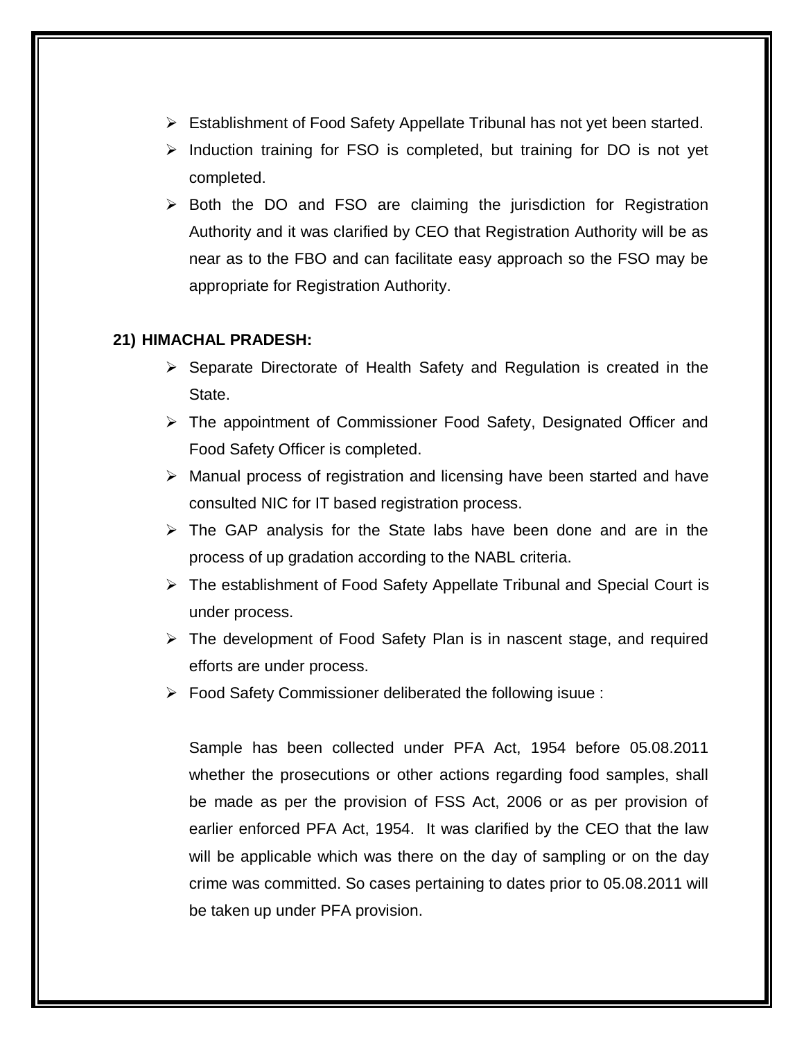- Establishment of Food Safety Appellate Tribunal has not yet been started.
- Induction training for FSO is completed, but training for DO is not yet completed.
- Both the DO and FSO are claiming the jurisdiction for Registration Authority and it was clarified by CEO that Registration Authority will be as near as to the FBO and can facilitate easy approach so the FSO may be appropriate for Registration Authority.

**21) HIMACHAL PRADESH:**

- Separate Directorate of Health Safety and Regulation is created in the State.
- The appointment of Commissioner Food Safety, Designated Officer and Food Safety Officer is completed.
- Manual process of registration and licensing have been started and have consulted NIC for IT based registration process.
- The GAP analysis for the State labs have been done and are in the process of up gradation according to the NABL criteria.
- The establishment of Food Safety Appellate Tribunal and Special Court is under process.
- The development of Food Safety Plan is in nascent stage, and required efforts are under process.
- Food Safety Commissioner deliberated the following isuue :

  Sample has been collected under PFA Act, 1954 before 05.08.2011 whether the prosecutions or other actions regarding food samples, shall be made as per the provision of FSS Act, 2006 or as per provision of earlier enforced PFA Act, 1954. It was clarified by the CEO that the law will be applicable which was there on the day of sampling or on the day crime was committed. So cases pertaining to dates prior to 05.08.2011 will be taken up under PFA provision.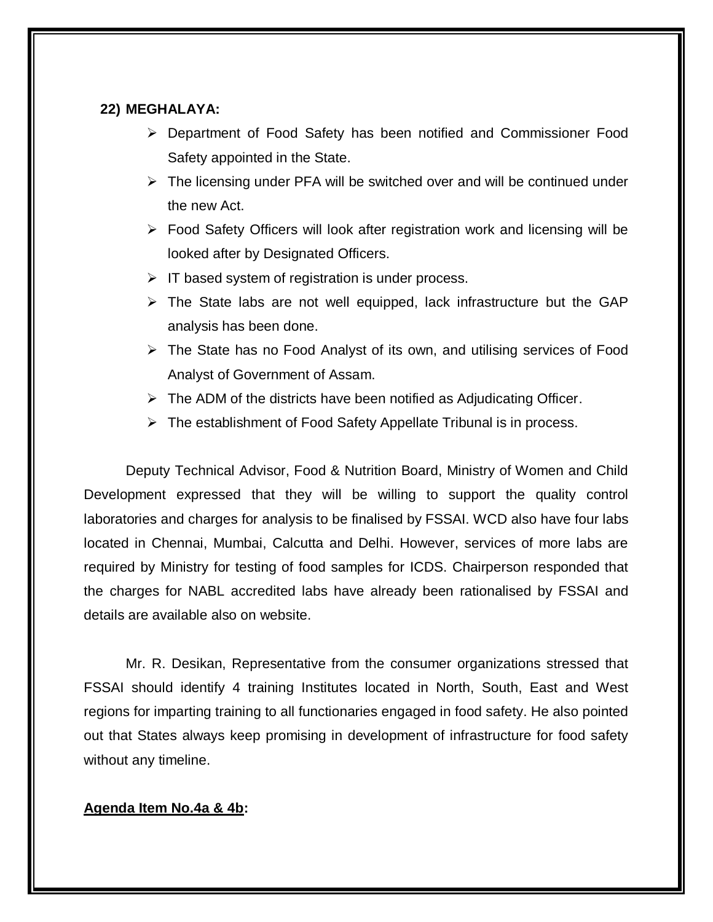**22) MEGHALAYA:**

- Department of Food Safety has been notified and Commissioner Food Safety appointed in the State.
- The licensing under PFA will be switched over and will be continued under the new Act.
- Food Safety Officers will look after registration work and licensing will be looked after by Designated Officers.
- IT based system of registration is under process.
- The State labs are not well equipped, lack infrastructure but the GAP analysis has been done.
- The State has no Food Analyst of its own, and utilising services of Food Analyst of Government of Assam.
- The ADM of the districts have been notified as Adjudicating Officer.
- The establishment of Food Safety Appellate Tribunal is in process.

Deputy Technical Advisor, Food & Nutrition Board, Ministry of Women and Child Development expressed that they will be willing to support the quality control laboratories and charges for analysis to be finalised by FSSAI. WCD also have four labs located in Chennai, Mumbai, Calcutta and Delhi. However, services of more labs are required by Ministry for testing of food samples for ICDS. Chairperson responded that the charges for NABL accredited labs have already been rationalised by FSSAI and details are available also on website.

Mr. R. Desikan, Representative from the consumer organizations stressed that FSSAI should identify 4 training Institutes located in North, South, East and West regions for imparting training to all functionaries engaged in food safety. He also pointed out that States always keep promising in development of infrastructure for food safety without any timeline.

**Agenda Item No.4a & 4b:**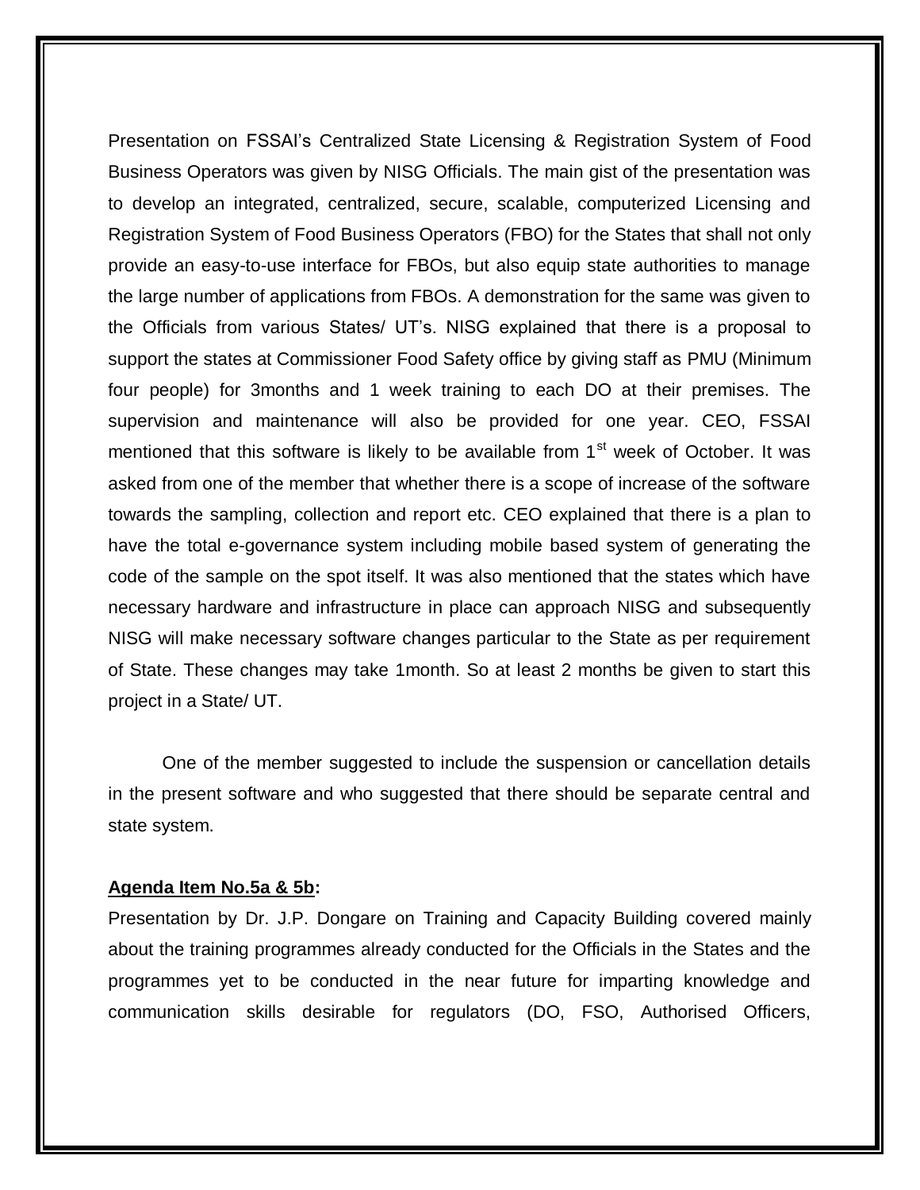Presentation on FSSAI's Centralized State Licensing & Registration System of Food Business Operators was given by NISG Officials. The main gist of the presentation was to develop an integrated, centralized, secure, scalable, computerized Licensing and Registration System of Food Business Operators (FBO) for the States that shall not only provide an easy-to-use interface for FBOs, but also equip state authorities to manage the large number of applications from FBOs. A demonstration for the same was given to the Officials from various States/ UT's. NISG explained that there is a proposal to support the states at Commissioner Food Safety office by giving staff as PMU (Minimum four people) for 3months and 1 week training to each DO at their premises. The supervision and maintenance will also be provided for one year. CEO, FSSAI mentioned that this software is likely to be available from 1st week of October. It was asked from one of the member that whether there is a scope of increase of the software towards the sampling, collection and report etc. CEO explained that there is a plan to have the total e-governance system including mobile based system of generating the code of the sample on the spot itself. It was also mentioned that the states which have necessary hardware and infrastructure in place can approach NISG and subsequently NISG will make necessary software changes particular to the State as per requirement of State. These changes may take 1month. So at least 2 months be given to start this project in a State/ UT.

One of the member suggested to include the suspension or cancellation details in the present software and who suggested that there should be separate central and state system.

**Agenda Item No.5a & 5b:**

Presentation by Dr. J.P. Dongare on Training and Capacity Building covered mainly about the training programmes already conducted for the Officials in the States and the programmes yet to be conducted in the near future for imparting knowledge and communication skills desirable for regulators (DO, FSO, Authorised Officers,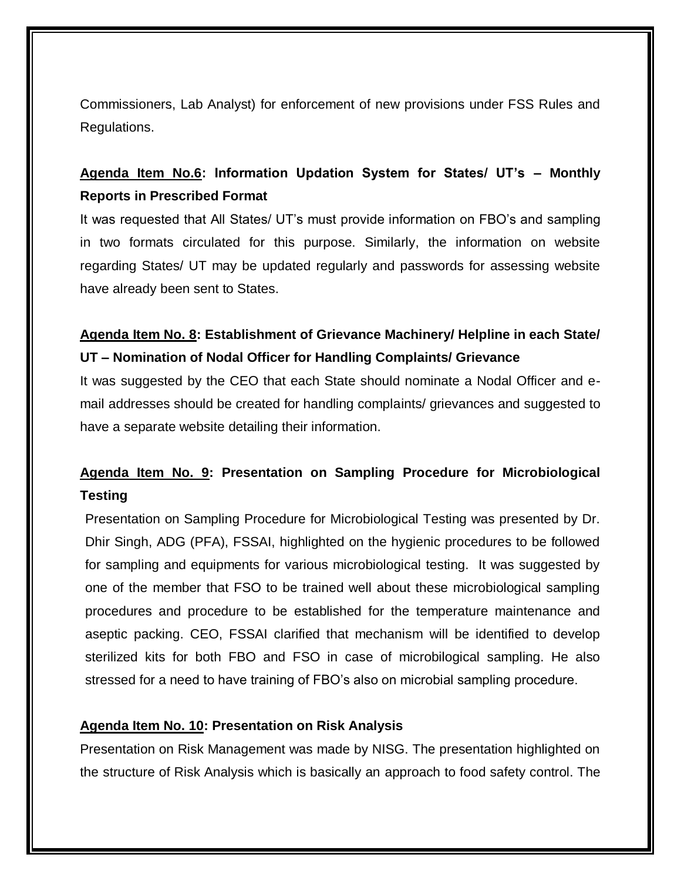Commissioners, Lab Analyst) for enforcement of new provisions under FSS Rules and Regulations.

**Agenda Item No.6: Information Updation System for States/ UT's – Monthly Reports in Prescribed Format**

It was requested that All States/ UT's must provide information on FBO's and sampling in two formats circulated for this purpose. Similarly, the information on website regarding States/ UT may be updated regularly and passwords for assessing website have already been sent to States.

**Agenda Item No. 8: Establishment of Grievance Machinery/ Helpline in each State/ UT – Nomination of Nodal Officer for Handling Complaints/ Grievance**

It was suggested by the CEO that each State should nominate a Nodal Officer and e-mail addresses should be created for handling complaints/ grievances and suggested to have a separate website detailing their information.

**Agenda Item No. 9: Presentation on Sampling Procedure for Microbiological Testing**

Presentation on Sampling Procedure for Microbiological Testing was presented by Dr. Dhir Singh, ADG (PFA), FSSAI, highlighted on the hygienic procedures to be followed for sampling and equipments for various microbiological testing. It was suggested by one of the member that FSO to be trained well about these microbiological sampling procedures and procedure to be established for the temperature maintenance and aseptic packing. CEO, FSSAI clarified that mechanism will be identified to develop sterilized kits for both FBO and FSO in case of microbilogical sampling. He also stressed for a need to have training of FBO's also on microbial sampling procedure.

**Agenda Item No. 10: Presentation on Risk Analysis**

Presentation on Risk Management was made by NISG. The presentation highlighted on the structure of Risk Analysis which is basically an approach to food safety control. The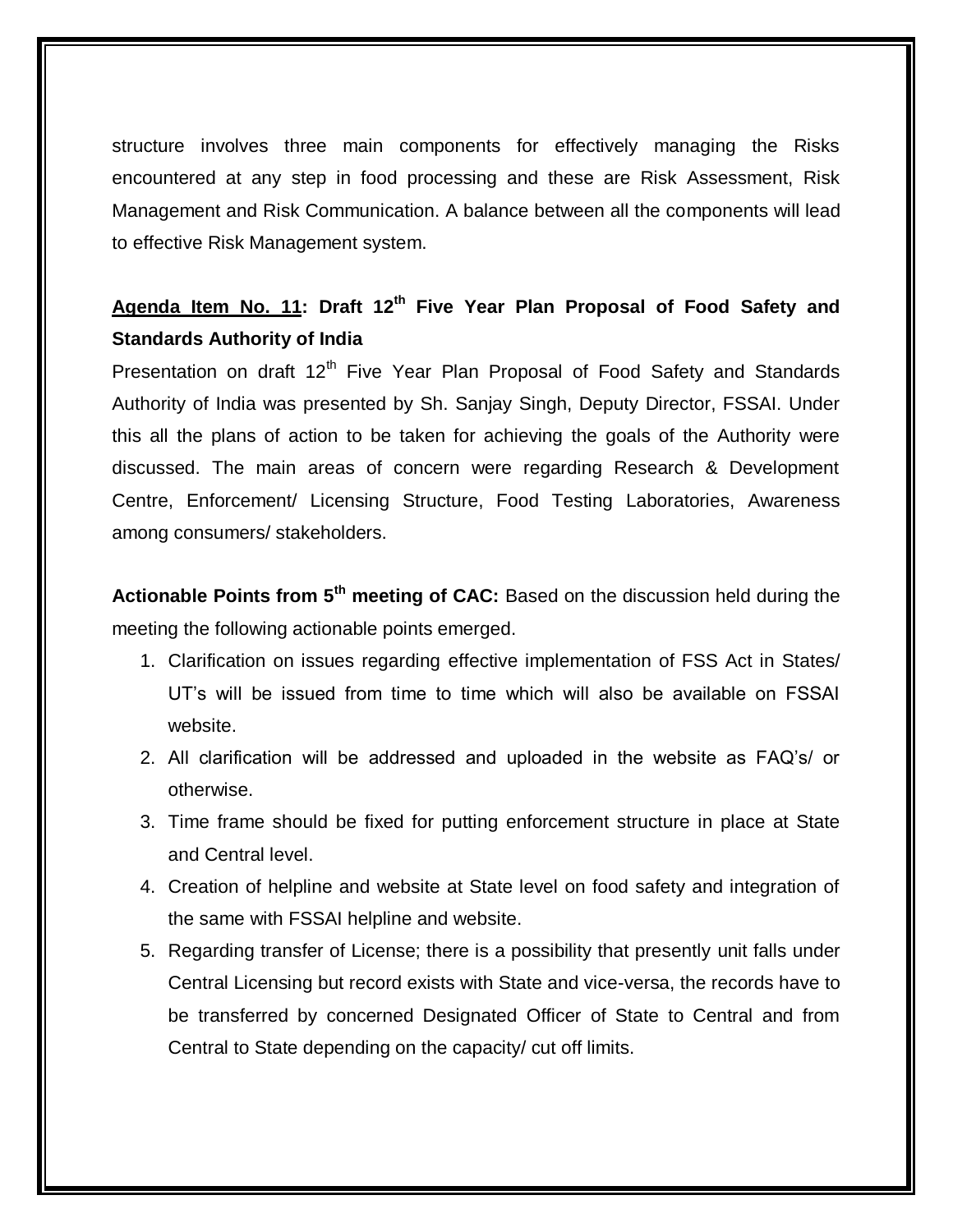structure involves three main components for effectively managing the Risks encountered at any step in food processing and these are Risk Assessment, Risk Management and Risk Communication. A balance between all the components will lead to effective Risk Management system.

**<u>Agenda Item No. 11</u>: Draft 12th Five Year Plan Proposal of Food Safety and Standards Authority of India**

Presentation on draft 12th Five Year Plan Proposal of Food Safety and Standards Authority of India was presented by Sh. Sanjay Singh, Deputy Director, FSSAI. Under this all the plans of action to be taken for achieving the goals of the Authority were discussed. The main areas of concern were regarding Research & Development Centre, Enforcement/ Licensing Structure, Food Testing Laboratories, Awareness among consumers/ stakeholders.

**Actionable Points from 5th meeting of CAC:** Based on the discussion held during the meeting the following actionable points emerged.

1. Clarification on issues regarding effective implementation of FSS Act in States/ UT's will be issued from time to time which will also be available on FSSAI website.
2. All clarification will be addressed and uploaded in the website as FAQ's/ or otherwise.
3. Time frame should be fixed for putting enforcement structure in place at State and Central level.
4. Creation of helpline and website at State level on food safety and integration of the same with FSSAI helpline and website.
5. Regarding transfer of License; there is a possibility that presently unit falls under Central Licensing but record exists with State and vice-versa, the records have to be transferred by concerned Designated Officer of State to Central and from Central to State depending on the capacity/ cut off limits.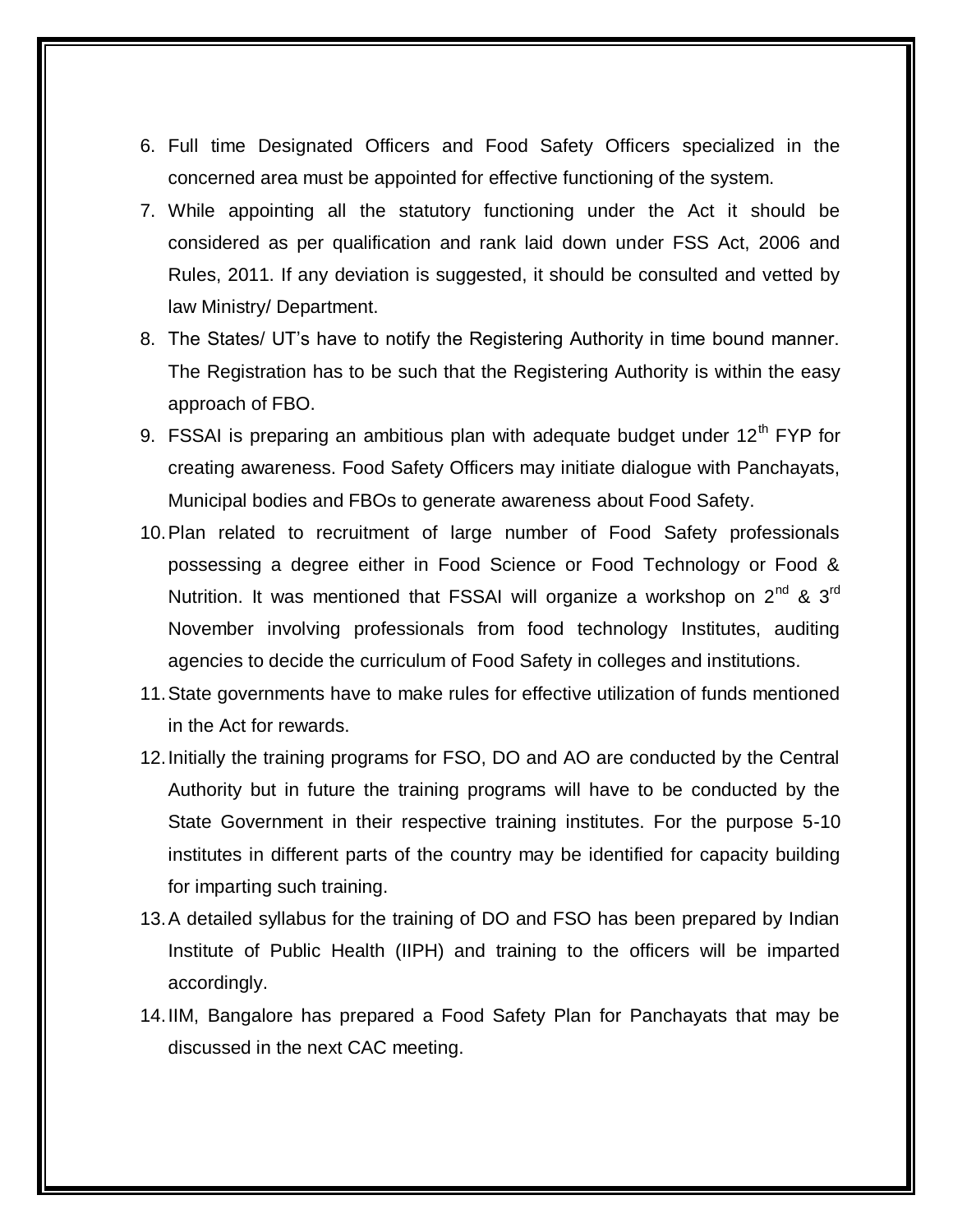6. Full time Designated Officers and Food Safety Officers specialized in the concerned area must be appointed for effective functioning of the system.
7. While appointing all the statutory functioning under the Act it should be considered as per qualification and rank laid down under FSS Act, 2006 and Rules, 2011. If any deviation is suggested, it should be consulted and vetted by law Ministry/ Department.
8. The States/ UT's have to notify the Registering Authority in time bound manner. The Registration has to be such that the Registering Authority is within the easy approach of FBO.
9. FSSAI is preparing an ambitious plan with adequate budget under 12th FYP for creating awareness. Food Safety Officers may initiate dialogue with Panchayats, Municipal bodies and FBOs to generate awareness about Food Safety.
10. Plan related to recruitment of large number of Food Safety professionals possessing a degree either in Food Science or Food Technology or Food & Nutrition. It was mentioned that FSSAI will organize a workshop on 2nd & 3rd November involving professionals from food technology Institutes, auditing agencies to decide the curriculum of Food Safety in colleges and institutions.
11. State governments have to make rules for effective utilization of funds mentioned in the Act for rewards.
12. Initially the training programs for FSO, DO and AO are conducted by the Central Authority but in future the training programs will have to be conducted by the State Government in their respective training institutes. For the purpose 5-10 institutes in different parts of the country may be identified for capacity building for imparting such training.
13. A detailed syllabus for the training of DO and FSO has been prepared by Indian Institute of Public Health (IIPH) and training to the officers will be imparted accordingly.
14. IIM, Bangalore has prepared a Food Safety Plan for Panchayats that may be discussed in the next CAC meeting.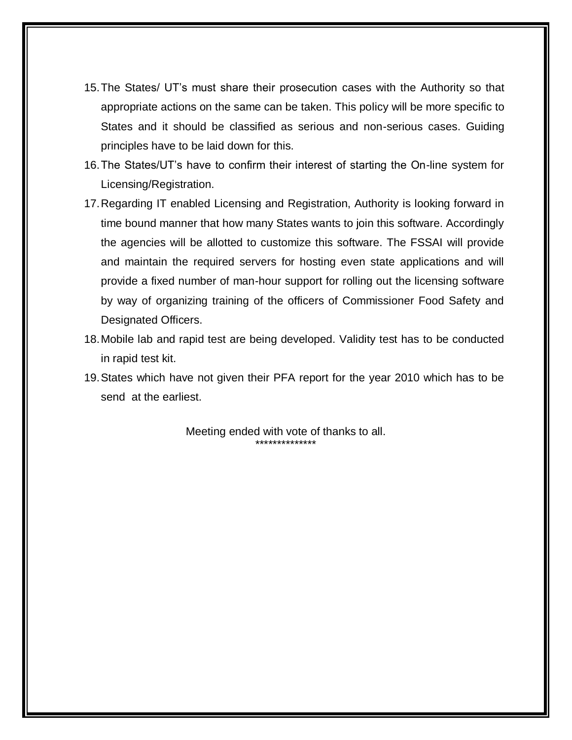15. The States/ UT's must share their prosecution cases with the Authority so that appropriate actions on the same can be taken. This policy will be more specific to States and it should be classified as serious and non-serious cases. Guiding principles have to be laid down for this.
16. The States/UT's have to confirm their interest of starting the On-line system for Licensing/Registration.
17. Regarding IT enabled Licensing and Registration, Authority is looking forward in time bound manner that how many States wants to join this software. Accordingly the agencies will be allotted to customize this software. The FSSAI will provide and maintain the required servers for hosting even state applications and will provide a fixed number of man-hour support for rolling out the licensing software by way of organizing training of the officers of Commissioner Food Safety and Designated Officers.
18. Mobile lab and rapid test are being developed. Validity test has to be conducted in rapid test kit.
19. States which have not given their PFA report for the year 2010 which has to be send at the earliest.

Meeting ended with vote of thanks to all.

**************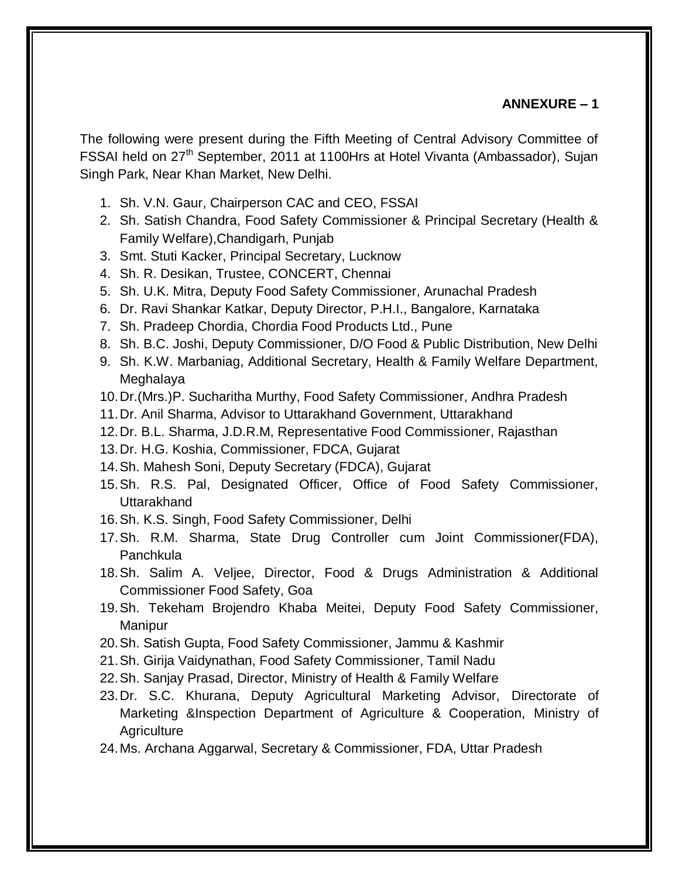**ANNEXURE – 1**

The following were present during the Fifth Meeting of Central Advisory Committee of FSSAI held on 27th September, 2011 at 1100Hrs at Hotel Vivanta (Ambassador), Sujan Singh Park, Near Khan Market, New Delhi.

1. Sh. V.N. Gaur, Chairperson CAC and CEO, FSSAI
2. Sh. Satish Chandra, Food Safety Commissioner & Principal Secretary (Health & Family Welfare),Chandigarh, Punjab
3. Smt. Stuti Kacker, Principal Secretary, Lucknow
4. Sh. R. Desikan, Trustee, CONCERT, Chennai
5. Sh. U.K. Mitra, Deputy Food Safety Commissioner, Arunachal Pradesh
6. Dr. Ravi Shankar Katkar, Deputy Director, P.H.I., Bangalore, Karnataka
7. Sh. Pradeep Chordia, Chordia Food Products Ltd., Pune
8. Sh. B.C. Joshi, Deputy Commissioner, D/O Food & Public Distribution, New Delhi
9. Sh. K.W. Marbaniag, Additional Secretary, Health & Family Welfare Department, Meghalaya
10. Dr.(Mrs.)P. Sucharitha Murthy, Food Safety Commissioner, Andhra Pradesh
11. Dr. Anil Sharma, Advisor to Uttarakhand Government, Uttarakhand
12. Dr. B.L. Sharma, J.D.R.M, Representative Food Commissioner, Rajasthan
13. Dr. H.G. Koshia, Commissioner, FDCA, Gujarat
14. Sh. Mahesh Soni, Deputy Secretary (FDCA), Gujarat
15. Sh. R.S. Pal, Designated Officer, Office of Food Safety Commissioner, Uttarakhand
16. Sh. K.S. Singh, Food Safety Commissioner, Delhi
17. Sh. R.M. Sharma, State Drug Controller cum Joint Commissioner(FDA), Panchkula
18. Sh. Salim A. Veljee, Director, Food & Drugs Administration & Additional Commissioner Food Safety, Goa
19. Sh. Tekeham Brojendro Khaba Meitei, Deputy Food Safety Commissioner, Manipur
20. Sh. Satish Gupta, Food Safety Commissioner, Jammu & Kashmir
21. Sh. Girija Vaidynathan, Food Safety Commissioner, Tamil Nadu
22. Sh. Sanjay Prasad, Director, Ministry of Health & Family Welfare
23. Dr. S.C. Khurana, Deputy Agricultural Marketing Advisor, Directorate of Marketing &Inspection Department of Agriculture & Cooperation, Ministry of Agriculture
24. Ms. Archana Aggarwal, Secretary & Commissioner, FDA, Uttar Pradesh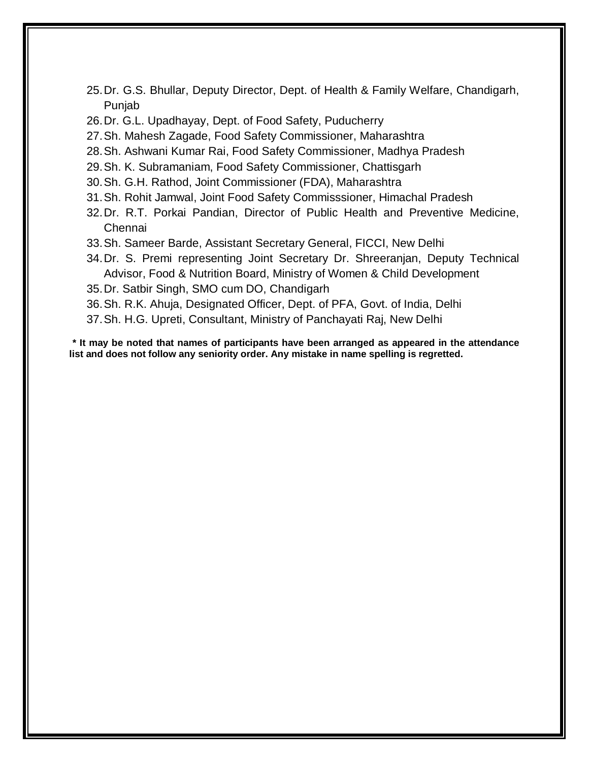25. Dr. G.S. Bhullar, Deputy Director, Dept. of Health & Family Welfare, Chandigarh, Punjab
26. Dr. G.L. Upadhayay, Dept. of Food Safety, Puducherry
27. Sh. Mahesh Zagade, Food Safety Commissioner, Maharashtra
28. Sh. Ashwani Kumar Rai, Food Safety Commissioner, Madhya Pradesh
29. Sh. K. Subramaniam, Food Safety Commissioner, Chattisgarh
30. Sh. G.H. Rathod, Joint Commissioner (FDA), Maharashtra
31. Sh. Rohit Jamwal, Joint Food Safety Commisssioner, Himachal Pradesh
32. Dr. R.T. Porkai Pandian, Director of Public Health and Preventive Medicine, Chennai
33. Sh. Sameer Barde, Assistant Secretary General, FICCI, New Delhi
34. Dr. S. Premi representing Joint Secretary Dr. Shreeranjan, Deputy Technical Advisor, Food & Nutrition Board, Ministry of Women & Child Development
35. Dr. Satbir Singh, SMO cum DO, Chandigarh
36. Sh. R.K. Ahuja, Designated Officer, Dept. of PFA, Govt. of India, Delhi
37. Sh. H.G. Upreti, Consultant, Ministry of Panchayati Raj, New Delhi

**\* It may be noted that names of participants have been arranged as appeared in the attendance list and does not follow any seniority order. Any mistake in name spelling is regretted.**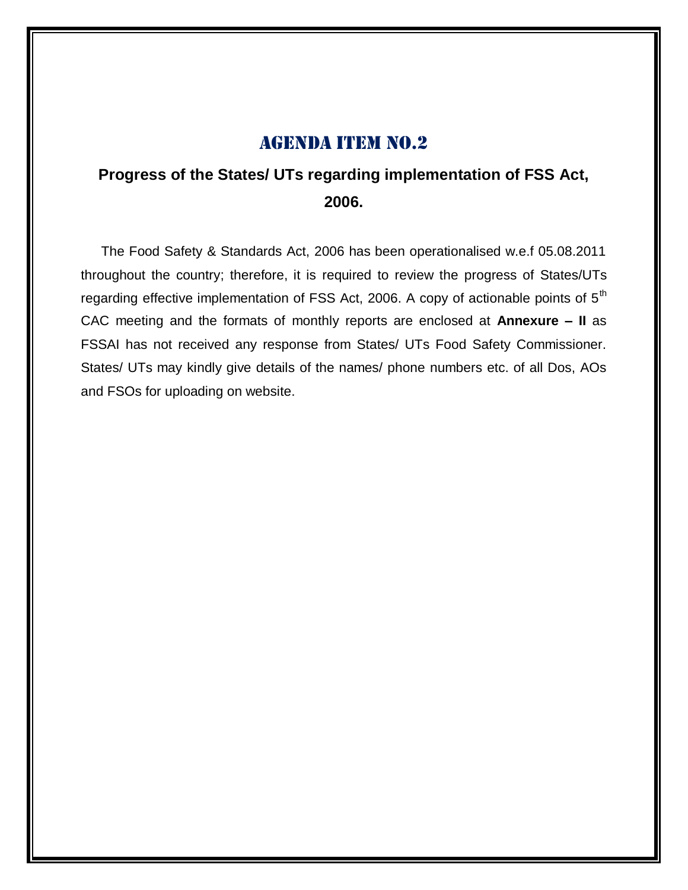# AGENDA ITEM NO.2

## Progress of the States/ UTs regarding implementation of FSS Act, 2006.

The Food Safety & Standards Act, 2006 has been operationalised w.e.f 05.08.2011 throughout the country; therefore, it is required to review the progress of States/UTs regarding effective implementation of FSS Act, 2006. A copy of actionable points of 5th CAC meeting and the formats of monthly reports are enclosed at **Annexure – II** as FSSAI has not received any response from States/ UTs Food Safety Commissioner. States/ UTs may kindly give details of the names/ phone numbers etc. of all Dos, AOs and FSOs for uploading on website.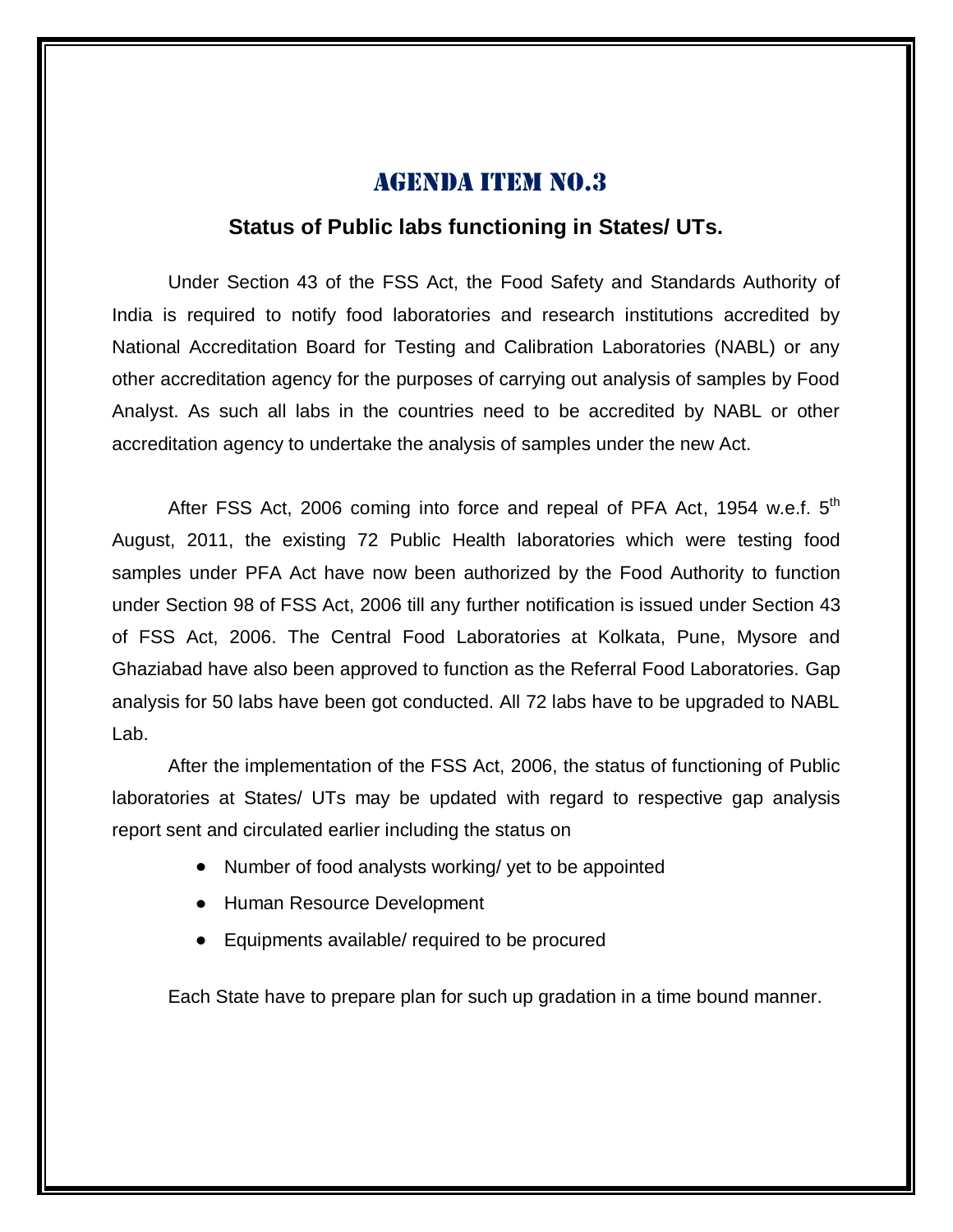# AGENDA ITEM NO.3

## Status of Public labs functioning in States/ UTs.

Under Section 43 of the FSS Act, the Food Safety and Standards Authority of India is required to notify food laboratories and research institutions accredited by National Accreditation Board for Testing and Calibration Laboratories (NABL) or any other accreditation agency for the purposes of carrying out analysis of samples by Food Analyst. As such all labs in the countries need to be accredited by NABL or other accreditation agency to undertake the analysis of samples under the new Act.

After FSS Act, 2006 coming into force and repeal of PFA Act, 1954 w.e.f. 5th August, 2011, the existing 72 Public Health laboratories which were testing food samples under PFA Act have now been authorized by the Food Authority to function under Section 98 of FSS Act, 2006 till any further notification is issued under Section 43 of FSS Act, 2006. The Central Food Laboratories at Kolkata, Pune, Mysore and Ghaziabad have also been approved to function as the Referral Food Laboratories. Gap analysis for 50 labs have been got conducted. All 72 labs have to be upgraded to NABL Lab.

After the implementation of the FSS Act, 2006, the status of functioning of Public laboratories at States/ UTs may be updated with regard to respective gap analysis report sent and circulated earlier including the status on

- Number of food analysts working/ yet to be appointed
- Human Resource Development
- Equipments available/ required to be procured

Each State have to prepare plan for such up gradation in a time bound manner.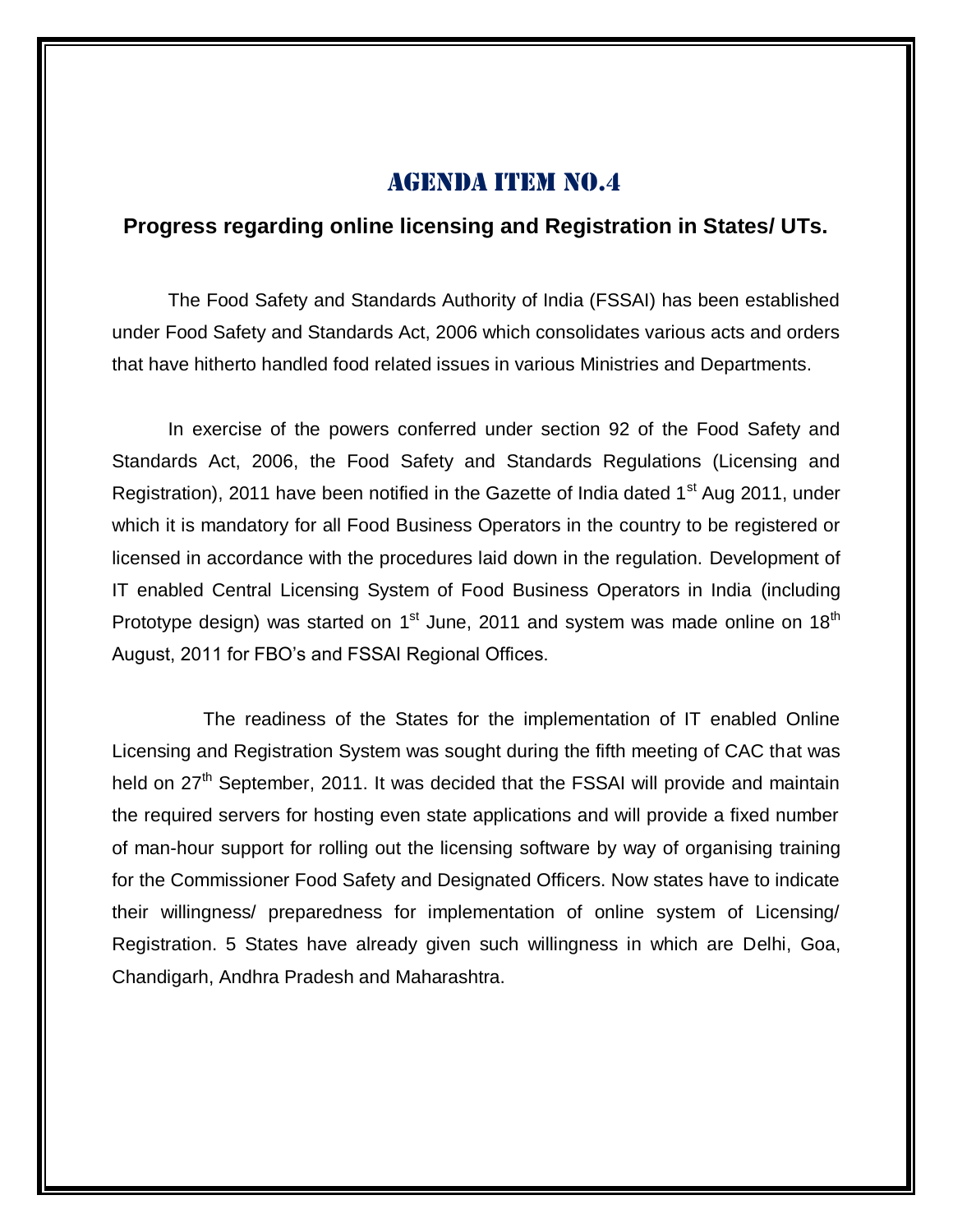# AGENDA ITEM NO.4

## Progress regarding online licensing and Registration in States/ UTs.

The Food Safety and Standards Authority of India (FSSAI) has been established under Food Safety and Standards Act, 2006 which consolidates various acts and orders that have hitherto handled food related issues in various Ministries and Departments.

In exercise of the powers conferred under section 92 of the Food Safety and Standards Act, 2006, the Food Safety and Standards Regulations (Licensing and Registration), 2011 have been notified in the Gazette of India dated 1st Aug 2011, under which it is mandatory for all Food Business Operators in the country to be registered or licensed in accordance with the procedures laid down in the regulation. Development of IT enabled Central Licensing System of Food Business Operators in India (including Prototype design) was started on 1st June, 2011 and system was made online on 18th August, 2011 for FBO's and FSSAI Regional Offices.

The readiness of the States for the implementation of IT enabled Online Licensing and Registration System was sought during the fifth meeting of CAC that was held on 27th September, 2011. It was decided that the FSSAI will provide and maintain the required servers for hosting even state applications and will provide a fixed number of man-hour support for rolling out the licensing software by way of organising training for the Commissioner Food Safety and Designated Officers. Now states have to indicate their willingness/ preparedness for implementation of online system of Licensing/ Registration. 5 States have already given such willingness in which are Delhi, Goa, Chandigarh, Andhra Pradesh and Maharashtra.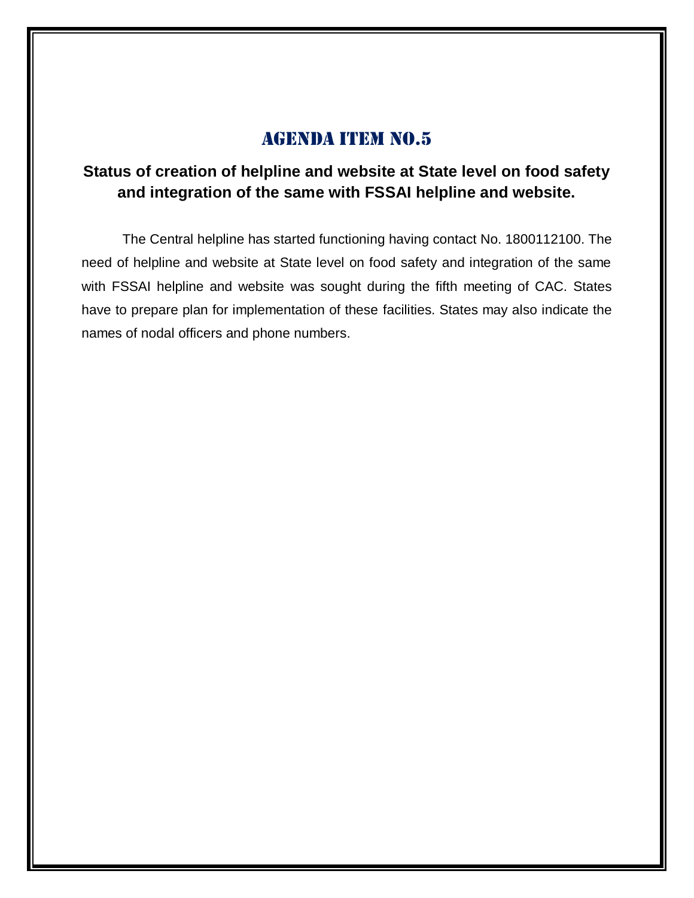# AGENDA ITEM NO.5

## Status of creation of helpline and website at State level on food safety and integration of the same with FSSAI helpline and website.

The Central helpline has started functioning having contact No. 1800112100. The need of helpline and website at State level on food safety and integration of the same with FSSAI helpline and website was sought during the fifth meeting of CAC. States have to prepare plan for implementation of these facilities. States may also indicate the names of nodal officers and phone numbers.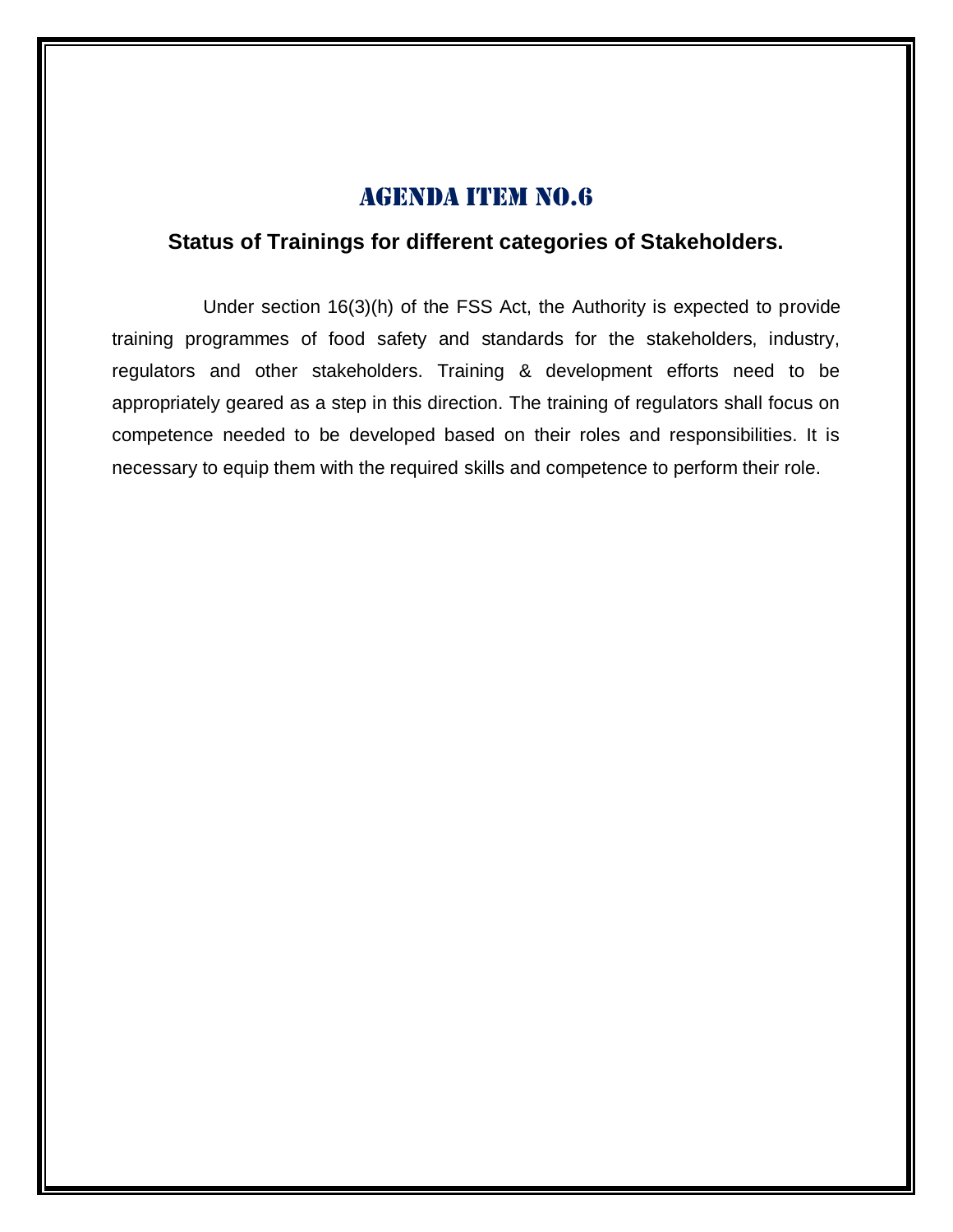# AGENDA ITEM NO.6

## Status of Trainings for different categories of Stakeholders.

Under section 16(3)(h) of the FSS Act, the Authority is expected to provide training programmes of food safety and standards for the stakeholders, industry, regulators and other stakeholders. Training & development efforts need to be appropriately geared as a step in this direction. The training of regulators shall focus on competence needed to be developed based on their roles and responsibilities. It is necessary to equip them with the required skills and competence to perform their role.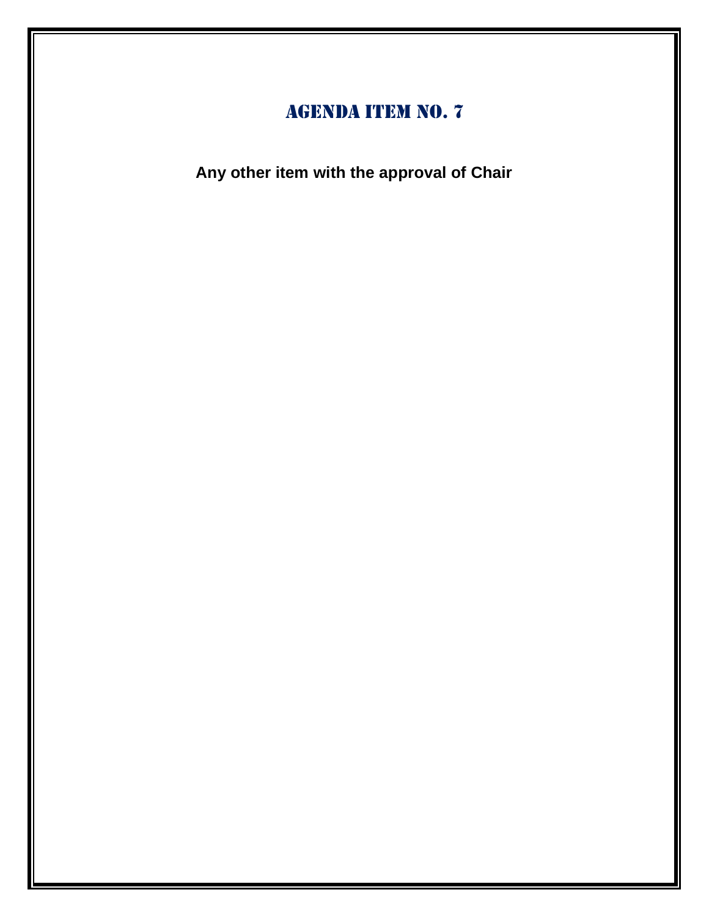# AGENDA ITEM NO. 7

**Any other item with the approval of Chair**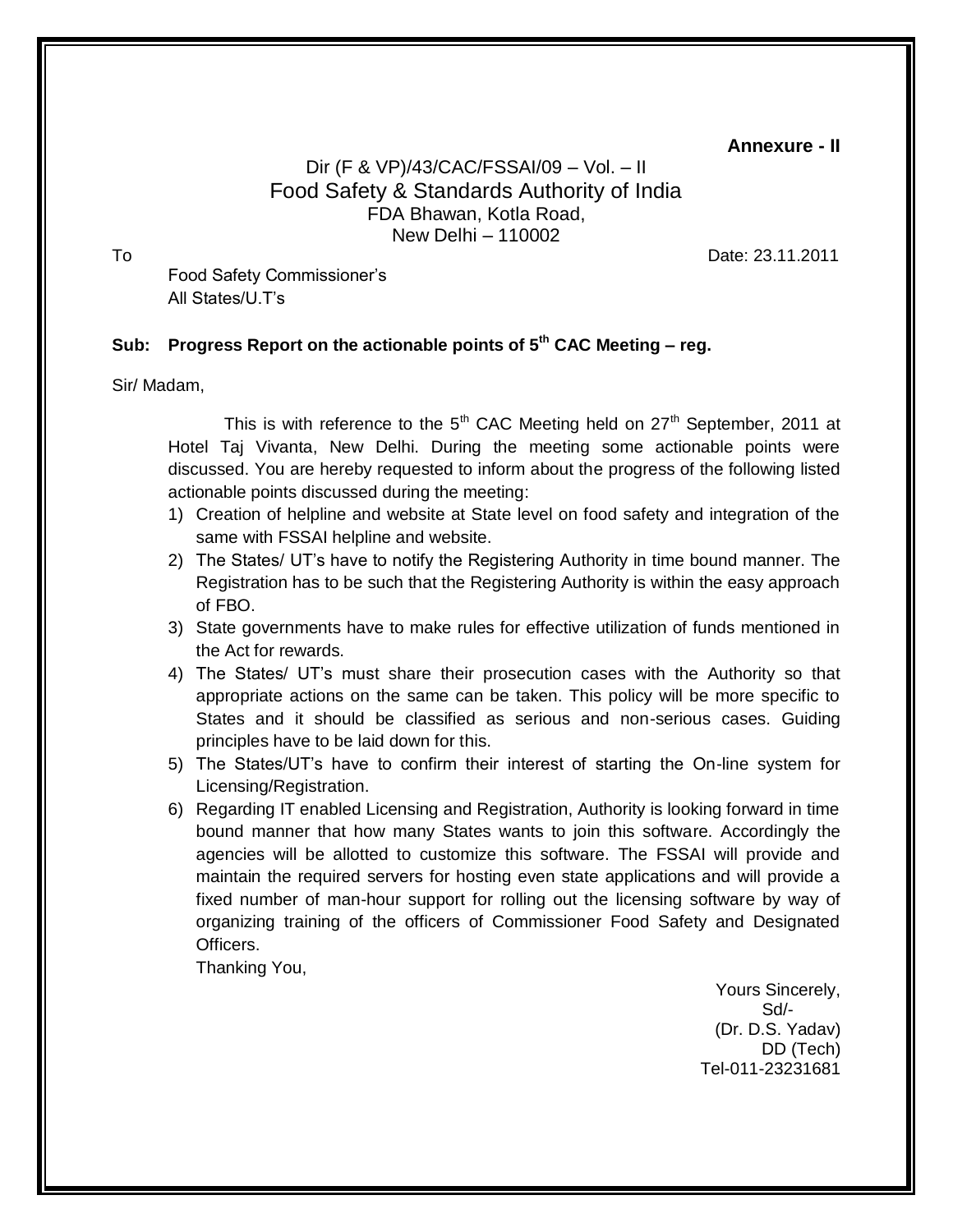**Annexure - II**

Dir (F & VP)/43/CAC/FSSAI/09 – Vol. – II
Food Safety & Standards Authority of India
FDA Bhawan, Kotla Road,
New Delhi – 110002

To                                                                                                    Date: 23.11.2011

Food Safety Commissioner's
All States/U.T's

**Sub: Progress Report on the actionable points of 5th CAC Meeting – reg.**

Sir/ Madam,

This is with reference to the 5th CAC Meeting held on 27th September, 2011 at Hotel Taj Vivanta, New Delhi. During the meeting some actionable points were discussed. You are hereby requested to inform about the progress of the following listed actionable points discussed during the meeting:

1) Creation of helpline and website at State level on food safety and integration of the same with FSSAI helpline and website.
2) The States/ UT's have to notify the Registering Authority in time bound manner. The Registration has to be such that the Registering Authority is within the easy approach of FBO.
3) State governments have to make rules for effective utilization of funds mentioned in the Act for rewards.
4) The States/ UT's must share their prosecution cases with the Authority so that appropriate actions on the same can be taken. This policy will be more specific to States and it should be classified as serious and non-serious cases. Guiding principles have to be laid down for this.
5) The States/UT's have to confirm their interest of starting the On-line system for Licensing/Registration.
6) Regarding IT enabled Licensing and Registration, Authority is looking forward in time bound manner that how many States wants to join this software. Accordingly the agencies will be allotted to customize this software. The FSSAI will provide and maintain the required servers for hosting even state applications and will provide a fixed number of man-hour support for rolling out the licensing software by way of organizing training of the officers of Commissioner Food Safety and Designated Officers.

Thanking You,

Yours Sincerely,
Sd/-
(Dr. D.S. Yadav)
DD (Tech)
Tel-011-23231681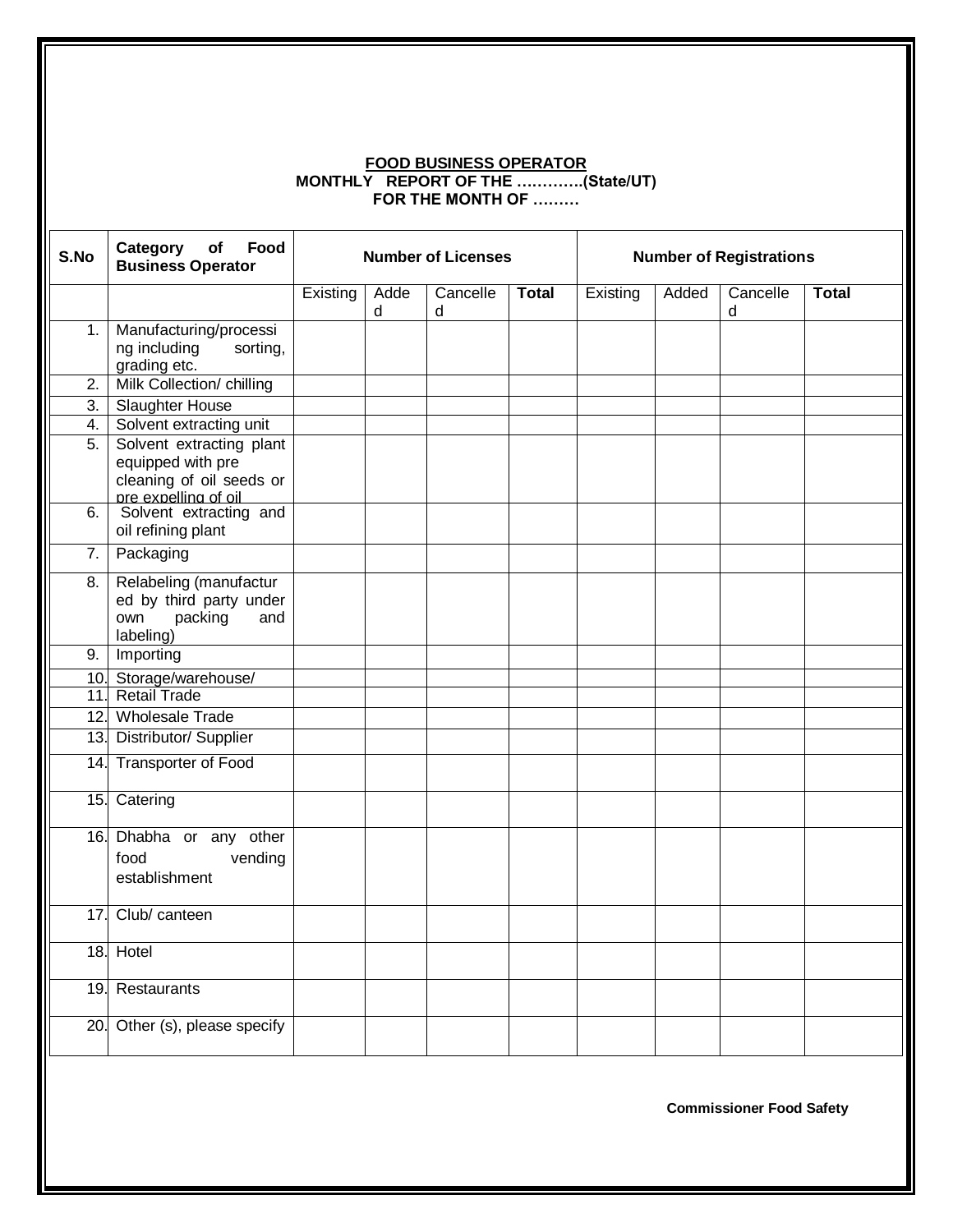**FOOD BUSINESS OPERATOR**
**MONTHLY REPORT OF THE ………….(State/UT)**
**FOR THE MONTH OF ………**

| S.No | Category of Food Business Operator | Number of Licenses | | | | Number of Registrations | | | |
|---|---|---|---|---|---|---|---|---|---|
| | | Existing | Added | Cancelled | **Total** | Existing | Added | Cancelled | **Total** |
| 1. | Manufacturing/processing including sorting, grading etc. | | | | | | | | |
| 2. | Milk Collection/ chilling | | | | | | | | |
| 3. | Slaughter House | | | | | | | | |
| 4. | Solvent extracting unit | | | | | | | | |
| 5. | Solvent extracting plant equipped with pre cleaning of oil seeds or pre expelling of oil | | | | | | | | |
| 6. | Solvent extracting and oil refining plant | | | | | | | | |
| 7. | Packaging | | | | | | | | |
| 8. | Relabeling (manufactured by third party under own packing and labeling) | | | | | | | | |
| 9. | Importing | | | | | | | | |
| 10. | Storage/warehouse/ | | | | | | | | |
| 11. | Retail Trade | | | | | | | | |
| 12. | Wholesale Trade | | | | | | | | |
| 13. | Distributor/ Supplier | | | | | | | | |
| 14. | Transporter of Food | | | | | | | | |
| 15. | Catering | | | | | | | | |
| 16. | Dhabha or any other food vending establishment | | | | | | | | |
| 17. | Club/ canteen | | | | | | | | |
| 18. | Hotel | | | | | | | | |
| 19. | Restaurants | | | | | | | | |
| 20. | Other (s), please specify | | | | | | | | |

**Commissioner Food Safety**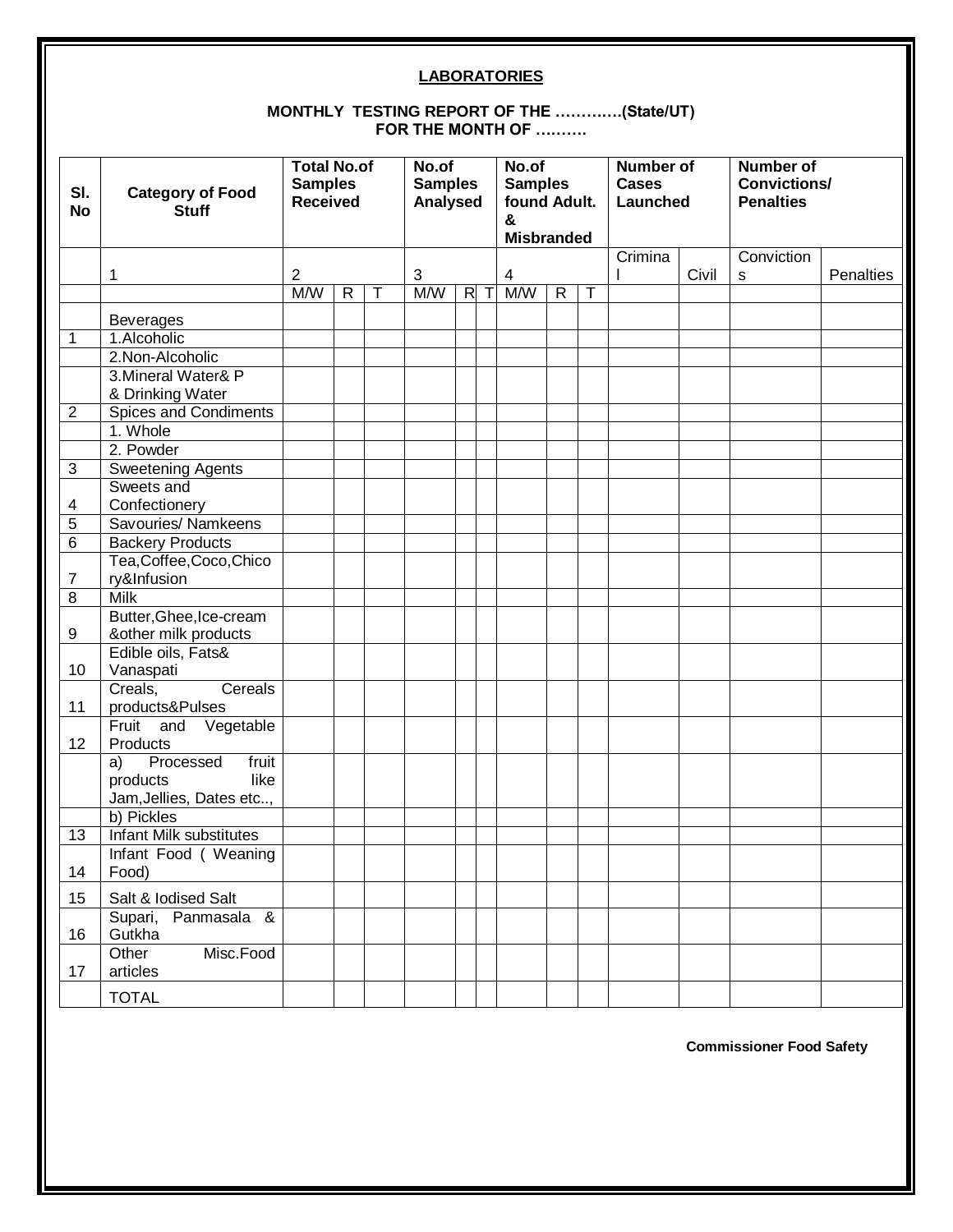## LABORATORIES

**MONTHLY TESTING REPORT OF THE ………….(State/UT) FOR THE MONTH OF ……….**

| Sl. No | Category of Food Stuff | Total No.of Samples Received | | | No.of Samples Analysed | | | No.of Samples found Adult. & Misbranded | | | Number of Cases Launched | | Number of Convictions/ Penalties | |
|---|---|---|---|---|---|---|---|---|---|---|---|---|---|---|
| | 1 | 2 | | | 3 | | | 4 | | | Criminal | Civil | Convictions | Penalties |
| | | M/W | R | T | M/W | R | T | M/W | R | T | | | | |
| | Beverages | | | | | | | | | | | | | |
| 1 | 1.Alcoholic | | | | | | | | | | | | | |
| | 2.Non-Alcoholic | | | | | | | | | | | | | |
| | 3.Mineral Water& P & Drinking Water | | | | | | | | | | | | | |
| 2 | Spices and Condiments | | | | | | | | | | | | | |
| | 1. Whole | | | | | | | | | | | | | |
| | 2. Powder | | | | | | | | | | | | | |
| 3 | Sweetening Agents | | | | | | | | | | | | | |
| 4 | Sweets and Confectionery | | | | | | | | | | | | | |
| 5 | Savouries/ Namkeens | | | | | | | | | | | | | |
| 6 | Backery Products | | | | | | | | | | | | | |
| 7 | Tea,Coffee,Coco,Chicory&Infusion | | | | | | | | | | | | | |
| 8 | Milk | | | | | | | | | | | | | |
| 9 | Butter,Ghee,Ice-cream &other milk products | | | | | | | | | | | | | |
| 10 | Edible oils, Fats& Vanaspati | | | | | | | | | | | | | |
| 11 | Creals, Cereals products&Pulses | | | | | | | | | | | | | |
| 12 | Fruit and Vegetable Products | | | | | | | | | | | | | |
| | a) Processed fruit products like Jam,Jellies, Dates etc.., | | | | | | | | | | | | | |
| | b) Pickles | | | | | | | | | | | | | |
| 13 | Infant Milk substitutes | | | | | | | | | | | | | |
| 14 | Infant Food ( Weaning Food) | | | | | | | | | | | | | |
| 15 | Salt & Iodised Salt | | | | | | | | | | | | | |
| 16 | Supari, Panmasala & Gutkha | | | | | | | | | | | | | |
| 17 | Other Misc.Food articles | | | | | | | | | | | | | |
| | TOTAL | | | | | | | | | | | | | |

**Commissioner Food Safety**